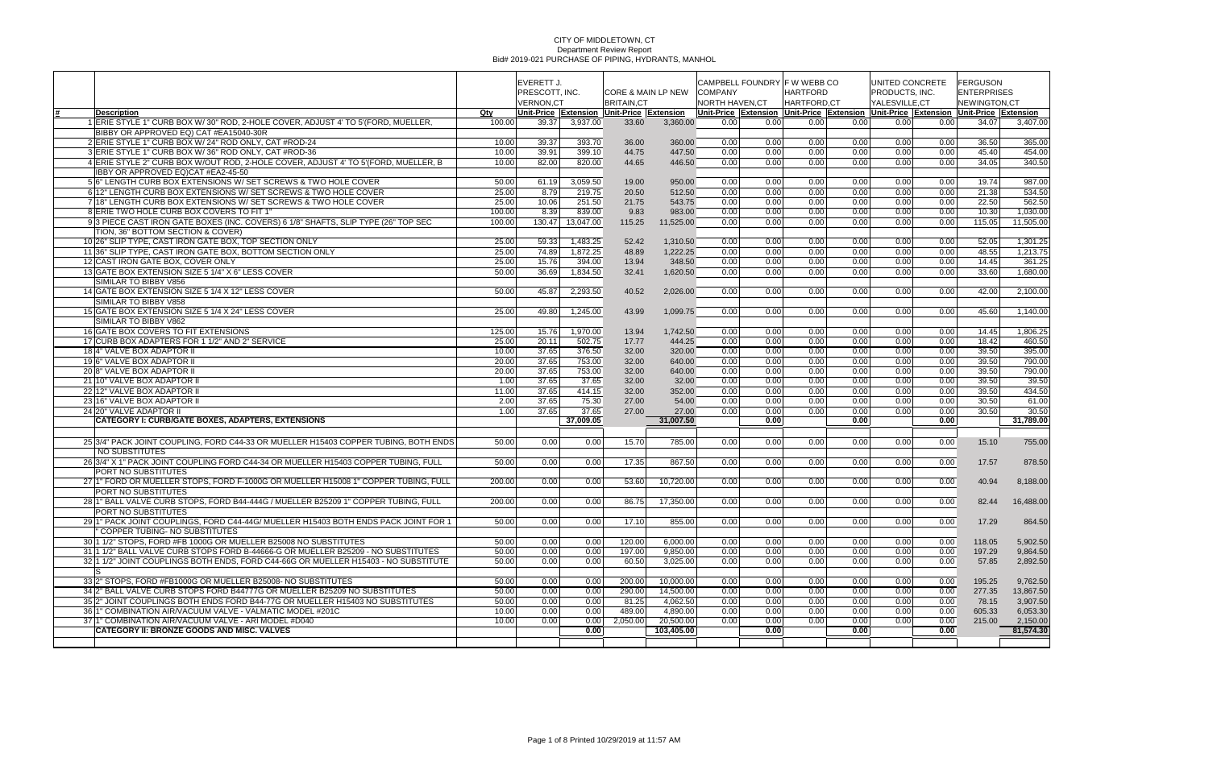# CITY OF MIDDLETOWN, CT

Department Review Report

Bid# 2019-021 PURCHASE OF PIPING, HYDRANTS, MANHOL

| # | Description | Qty | EVERETT J. PRESCOTT, INC. VERNON,CT | | CORE & MAIN LP NEW BRITAIN,CT | | CAMPBELL FOUNDRY COMPANY NORTH HAVEN,CT | | F W WEBB CO HARTFORD HARTFORD,CT | | UNITED CONCRETE PRODUCTS, INC. YALESVILLE,CT | | FERGUSON ENTERPRISES NEWINGTON,CT | |
|---|---|---|---|---|---|---|---|---|---|---|---|---|---|---|
| | | | Unit-Price | Extension | Unit-Price | Extension | Unit-Price | Extension | Unit-Price | Extension | Unit-Price | Extension | Unit-Price | Extension |
| 1 | ERIE STYLE 1" CURB BOX W/ 30" ROD, 2-HOLE COVER, ADJUST 4' TO 5'(FORD, MUELLER, BIBBY OR APPROVED EQ) CAT #EA15040-30R | 100.00 | 39.37 | 3,937.00 | 33.60 | 3,360.00 | 0.00 | 0.00 | 0.00 | 0.00 | 0.00 | 0.00 | 34.07 | 3,407.00 |
| 2 | ERIE STYLE 1" CURB BOX W/ 24" ROD ONLY, CAT #ROD-24 | 10.00 | 39.37 | 393.70 | 36.00 | 360.00 | 0.00 | 0.00 | 0.00 | 0.00 | 0.00 | 0.00 | 36.50 | 365.00 |
| 3 | ERIE STYLE 1" CURB BOX W/ 36" ROD ONLY, CAT #ROD-36 | 10.00 | 39.91 | 399.10 | 44.75 | 447.50 | 0.00 | 0.00 | 0.00 | 0.00 | 0.00 | 0.00 | 45.40 | 454.00 |
| 4 | ERIE STYLE 2" CURB BOX W/OUT ROD, 2-HOLE COVER, ADJUST 4' TO 5'(FORD, MUELLER, B IBBY OR APPROVED EQ)CAT #EA2-45-50 | 10.00 | 82.00 | 820.00 | 44.65 | 446.50 | 0.00 | 0.00 | 0.00 | 0.00 | 0.00 | 0.00 | 34.05 | 340.50 |
| 5 | 6" LENGTH CURB BOX EXTENSIONS W/ SET SCREWS & TWO HOLE COVER | 50.00 | 61.19 | 3,059.50 | 19.00 | 950.00 | 0.00 | 0.00 | 0.00 | 0.00 | 0.00 | 0.00 | 19.74 | 987.00 |
| 6 | 12" LENGTH CURB BOX EXTENSIONS W/ SET SCREWS & TWO HOLE COVER | 25.00 | 8.79 | 219.75 | 20.50 | 512.50 | 0.00 | 0.00 | 0.00 | 0.00 | 0.00 | 0.00 | 21.38 | 534.50 |
| 7 | 18" LENGTH CURB BOX EXTENSIONS W/ SET SCREWS & TWO HOLE COVER | 25.00 | 10.06 | 251.50 | 21.75 | 543.75 | 0.00 | 0.00 | 0.00 | 0.00 | 0.00 | 0.00 | 22.50 | 562.50 |
| 8 | ERIE TWO HOLE CURB BOX COVERS TO FIT 1" | 100.00 | 8.39 | 839.00 | 9.83 | 983.00 | 0.00 | 0.00 | 0.00 | 0.00 | 0.00 | 0.00 | 10.30 | 1,030.00 |
| 9 | 3 PIECE CAST IRON GATE BOXES (INC. COVERS) 6 1/8" SHAFTS, SLIP TYPE (26" TOP SEC TION, 36" BOTTOM SECTION & COVER) | 100.00 | 130.47 | 13,047.00 | 115.25 | 11,525.00 | 0.00 | 0.00 | 0.00 | 0.00 | 0.00 | 0.00 | 115.05 | 11,505.00 |
| 10 | 26" SLIP TYPE, CAST IRON GATE BOX, TOP SECTION ONLY | 25.00 | 59.33 | 1,483.25 | 52.42 | 1,310.50 | 0.00 | 0.00 | 0.00 | 0.00 | 0.00 | 0.00 | 52.05 | 1,301.25 |
| 11 | 36" SLIP TYPE, CAST IRON GATE BOX, BOTTOM SECTION ONLY | 25.00 | 74.89 | 1,872.25 | 48.89 | 1,222.25 | 0.00 | 0.00 | 0.00 | 0.00 | 0.00 | 0.00 | 48.55 | 1,213.75 |
| 12 | CAST IRON GATE BOX, COVER ONLY | 25.00 | 15.76 | 394.00 | 13.94 | 348.50 | 0.00 | 0.00 | 0.00 | 0.00 | 0.00 | 0.00 | 14.45 | 361.25 |
| 13 | GATE BOX EXTENSION SIZE 5 1/4" X 6" LESS COVER SIMILAR TO BIBBY V856 | 50.00 | 36.69 | 1,834.50 | 32.41 | 1,620.50 | 0.00 | 0.00 | 0.00 | 0.00 | 0.00 | 0.00 | 33.60 | 1,680.00 |
| 14 | GATE BOX EXTENSION SIZE 5 1/4 X 12" LESS COVER SIMILAR TO BIBBY V858 | 50.00 | 45.87 | 2,293.50 | 40.52 | 2,026.00 | 0.00 | 0.00 | 0.00 | 0.00 | 0.00 | 0.00 | 42.00 | 2,100.00 |
| 15 | GATE BOX EXTENSION SIZE 5 1/4 X 24" LESS COVER SIMILAR TO BIBBY V862 | 25.00 | 49.80 | 1,245.00 | 43.99 | 1,099.75 | 0.00 | 0.00 | 0.00 | 0.00 | 0.00 | 0.00 | 45.60 | 1,140.00 |
| 16 | GATE BOX COVERS TO FIT EXTENSIONS | 125.00 | 15.76 | 1,970.00 | 13.94 | 1,742.50 | 0.00 | 0.00 | 0.00 | 0.00 | 0.00 | 0.00 | 14.45 | 1,806.25 |
| 17 | CURB BOX ADAPTERS FOR 1 1/2" AND 2" SERVICE | 25.00 | 20.11 | 502.75 | 17.77 | 444.25 | 0.00 | 0.00 | 0.00 | 0.00 | 0.00 | 0.00 | 18.42 | 460.50 |
| 18 | 4" VALVE BOX ADAPTOR II | 10.00 | 37.65 | 376.50 | 32.00 | 320.00 | 0.00 | 0.00 | 0.00 | 0.00 | 0.00 | 0.00 | 39.50 | 395.00 |
| 19 | 6" VALVE BOX ADAPTOR II | 20.00 | 37.65 | 753.00 | 32.00 | 640.00 | 0.00 | 0.00 | 0.00 | 0.00 | 0.00 | 0.00 | 39.50 | 790.00 |
| 20 | 8" VALVE BOX ADAPTOR II | 20.00 | 37.65 | 753.00 | 32.00 | 640.00 | 0.00 | 0.00 | 0.00 | 0.00 | 0.00 | 0.00 | 39.50 | 790.00 |
| 21 | 10" VALVE BOX ADAPTOR II | 1.00 | 37.65 | 37.65 | 32.00 | 32.00 | 0.00 | 0.00 | 0.00 | 0.00 | 0.00 | 0.00 | 39.50 | 39.50 |
| 22 | 12" VALVE BOX ADAPTOR II | 11.00 | 37.65 | 414.15 | 32.00 | 352.00 | 0.00 | 0.00 | 0.00 | 0.00 | 0.00 | 0.00 | 39.50 | 434.50 |
| 23 | 16" VALVE BOX ADAPTOR II | 2.00 | 37.65 | 75.30 | 27.00 | 54.00 | 0.00 | 0.00 | 0.00 | 0.00 | 0.00 | 0.00 | 30.50 | 61.00 |
| 24 | 20" VALVE ADAPTOR II | 1.00 | 37.65 | 37.65 | 27.00 | 27.00 | 0.00 | 0.00 | 0.00 | 0.00 | 0.00 | 0.00 | 30.50 | 30.50 |
| | **CATEGORY I: CURB/GATE BOXES, ADAPTERS, EXTENSIONS** | | | **37,009.05** | | **31,007.50** | | **0.00** | | **0.00** | | **0.00** | | **31,789.00** |
| 25 | 3/4" PACK JOINT COUPLING, FORD C44-33 OR MUELLER H15403 COPPER TUBING, BOTH ENDS NO SUBSTITUTES | 50.00 | 0.00 | 0.00 | 15.70 | 785.00 | 0.00 | 0.00 | 0.00 | 0.00 | 0.00 | 0.00 | 15.10 | 755.00 |
| 26 | 3/4" X 1" PACK JOINT COUPLING FORD C44-34 OR MUELLER H15403 COPPER TUBING, FULL PORT NO SUBSTITUTES | 50.00 | 0.00 | 0.00 | 17.35 | 867.50 | 0.00 | 0.00 | 0.00 | 0.00 | 0.00 | 0.00 | 17.57 | 878.50 |
| 27 | 1" FORD OR MUELLER STOPS, FORD F-1000G OR MUELLER H15008 1" COPPER TUBING, FULL PORT NO SUBSTITUTES | 200.00 | 0.00 | 0.00 | 53.60 | 10,720.00 | 0.00 | 0.00 | 0.00 | 0.00 | 0.00 | 0.00 | 40.94 | 8,188.00 |
| 28 | 1" BALL VALVE CURB STOPS, FORD B44-444G / MUELLER B25209 1" COPPER TUBING, FULL PORT NO SUBSTITUTES | 200.00 | 0.00 | 0.00 | 86.75 | 17,350.00 | 0.00 | 0.00 | 0.00 | 0.00 | 0.00 | 0.00 | 82.44 | 16,488.00 |
| 29 | 1" PACK JOINT COUPLINGS, FORD C44-44G/ MUELLER H15403 BOTH ENDS PACK JOINT FOR 1" COPPER TUBING- NO SUBSTITUTES | 50.00 | 0.00 | 0.00 | 17.10 | 855.00 | 0.00 | 0.00 | 0.00 | 0.00 | 0.00 | 0.00 | 17.29 | 864.50 |
| 30 | 1 1/2" STOPS, FORD #FB 1000G OR MUELLER B25008 NO SUBSTITUTES | 50.00 | 0.00 | 0.00 | 120.00 | 6,000.00 | 0.00 | 0.00 | 0.00 | 0.00 | 0.00 | 0.00 | 118.05 | 5,902.50 |
| 31 | 1 1/2" BALL VALVE CURB STOPS FORD B-44666-G OR MUELLER B25209 - NO SUBSTITUTES | 50.00 | 0.00 | 0.00 | 197.00 | 9,850.00 | 0.00 | 0.00 | 0.00 | 0.00 | 0.00 | 0.00 | 197.29 | 9,864.50 |
| 32 | 1 1/2" JOINT COUPLINGS BOTH ENDS, FORD C44-66G OR MUELLER H15403 - NO SUBSTITUTE S | 50.00 | 0.00 | 0.00 | 60.50 | 3,025.00 | 0.00 | 0.00 | 0.00 | 0.00 | 0.00 | 0.00 | 57.85 | 2,892.50 |
| 33 | 2" STOPS, FORD #FB1000G OR MUELLER B25008- NO SUBSTITUTES | 50.00 | 0.00 | 0.00 | 200.00 | 10,000.00 | 0.00 | 0.00 | 0.00 | 0.00 | 0.00 | 0.00 | 195.25 | 9,762.50 |
| 34 | 2" BALL VALVE CURB STOPS FORD B44777G OR MUELLER B25209 NO SUBSTITUTES | 50.00 | 0.00 | 0.00 | 290.00 | 14,500.00 | 0.00 | 0.00 | 0.00 | 0.00 | 0.00 | 0.00 | 277.35 | 13,867.50 |
| 35 | 2" JOINT COUPLINGS BOTH ENDS FORD B44-77G OR MUELLER H15403 NO SUBSTITUTES | 50.00 | 0.00 | 0.00 | 81.25 | 4,062.50 | 0.00 | 0.00 | 0.00 | 0.00 | 0.00 | 0.00 | 78.15 | 3,907.50 |
| 36 | 1" COMBINATION AIR/VACUUM VALVE - VALMATIC MODEL #201C | 10.00 | 0.00 | 0.00 | 489.00 | 4,890.00 | 0.00 | 0.00 | 0.00 | 0.00 | 0.00 | 0.00 | 605.33 | 6,053.30 |
| 37 | 1" COMBINATION AIR/VACUUM VALVE - ARI MODEL #D040 | 10.00 | 0.00 | 0.00 | 2,050.00 | 20,500.00 | 0.00 | 0.00 | 0.00 | 0.00 | 0.00 | 0.00 | 215.00 | 2,150.00 |
| | **CATEGORY II: BRONZE GOODS AND MISC. VALVES** | | | **0.00** | | **103,405.00** | | **0.00** | | **0.00** | | **0.00** | | **81,574.30** |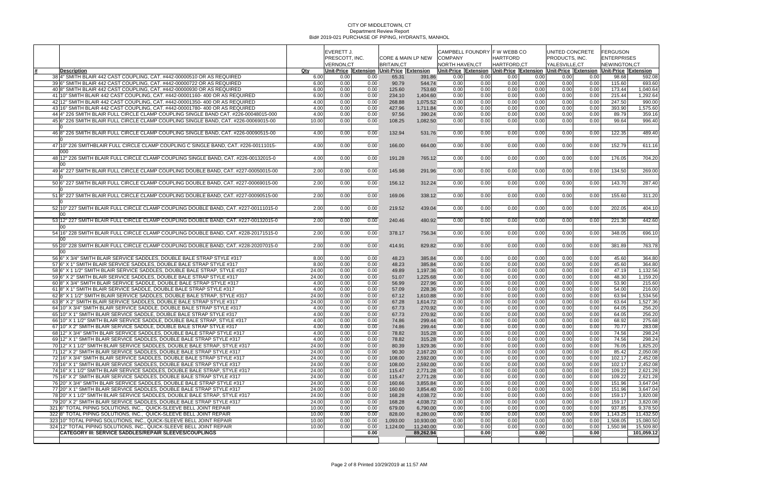CITY OF MIDDLETOWN, CT
Department Review Report
Bid# 2019-021 PURCHASE OF PIPING, HYDRANTS, MANHOL

| # | Description | Qty | EVERETT J. PRESCOTT, INC. VERNON,CT | | CORE & MAIN LP NEW BRITAIN,CT | | CAMPBELL FOUNDRY COMPANY NORTH HAVEN,CT | | F W WEBB CO HARTFORD HARTFORD,CT | | UNITED CONCRETE PRODUCTS, INC. YALESVILLE,CT | | FERGUSON ENTERPRISES NEWINGTON,CT | |
|---|---|---|---|---|---|---|---|---|---|---|---|---|---|---|
| | | | Unit-Price | Extension | Unit-Price | Extension | Unit-Price | Extension | Unit-Price | Extension | Unit-Price | Extension | Unit-Price | Extension |
| 38 | 4" SMITH BLAIR 442 CAST COUPLING, CAT. #442-00000510 OR AS REQUIRED | 6.00 | 0.00 | 0.00 | 65.31 | 391.86 | 0.00 | 0.00 | 0.00 | 0.00 | 0.00 | 0.00 | 98.68 | 592.08 |
| 39 | 6" SMITH BLAIR 442 CAST COUPLING, CAT. #442-00000722 OR AS REQUIRED | 6.00 | 0.00 | 0.00 | 90.79 | 544.74 | 0.00 | 0.00 | 0.00 | 0.00 | 0.00 | 0.00 | 115.60 | 693.60 |
| 40 | 8" SMITH BLAIR 442 CAST COUPLING, CAT. #442-00000930 OR AS REQUIRED | 6.00 | 0.00 | 0.00 | 125.60 | 753.60 | 0.00 | 0.00 | 0.00 | 0.00 | 0.00 | 0.00 | 173.44 | 1,040.64 |
| 41 | 10" SMITH BLAIR 442 CAST COUPLING, CAT. #442-00001160- 400 OR AS REQUIRED | 6.00 | 0.00 | 0.00 | 234.10 | 1,404.60 | 0.00 | 0.00 | 0.00 | 0.00 | 0.00 | 0.00 | 215.44 | 1,292.64 |
| 42 | 12" SMITH BLAIR 442 CAST COUPLING, CAT. #442-00001350- 400 OR AS REQUIRED | 4.00 | 0.00 | 0.00 | 268.88 | 1,075.52 | 0.00 | 0.00 | 0.00 | 0.00 | 0.00 | 0.00 | 247.50 | 990.00 |
| 43 | 16" SMITH BLAIR 442 CAST COUPLING, CAT. #442-00001780- 400 OR AS REQUIRED | 4.00 | 0.00 | 0.00 | 427.96 | 1,711.84 | 0.00 | 0.00 | 0.00 | 0.00 | 0.00 | 0.00 | 393.90 | 1,575.60 |
| 44 | 4" 226 SMITH BLAIR FULL CIRCLE CLAMP COUPLING SINGLE BAND CAT. #226-00048015-000 | 4.00 | 0.00 | 0.00 | 97.56 | 390.24 | 0.00 | 0.00 | 0.00 | 0.00 | 0.00 | 0.00 | 89.79 | 359.16 |
| 45 | 6" 226 SMITH BLAIR FULL CIRCLE CLAMP COUPLING SINGLE BAND, CAT. #226-00069015-00 0 | 10.00 | 0.00 | 0.00 | 108.25 | 1,082.50 | 0.00 | 0.00 | 0.00 | 0.00 | 0.00 | 0.00 | 99.64 | 996.40 |
| 46 | 8" 226 SMITH BLAIR FULL CIRCLE CLAMP COUPLING SINGLE BAND, CAT. #226-00090515-00 0 | 4.00 | 0.00 | 0.00 | 132.94 | 531.76 | 0.00 | 0.00 | 0.00 | 0.00 | 0.00 | 0.00 | 122.35 | 489.40 |
| 47 | 10" 226 SMITHBLAIR FULL CIRCLE CLAMP COUPLING C SINGLE BAND, CAT. #226-00111015- 000 | 4.00 | 0.00 | 0.00 | 166.00 | 664.00 | 0.00 | 0.00 | 0.00 | 0.00 | 0.00 | 0.00 | 152.79 | 611.16 |
| 48 | 12" 226 SMITH BLAIR FULL CIRCLE CLAMP COUPLING SINGLE BAND, CAT. #226-00132015-0 00 | 4.00 | 0.00 | 0.00 | 191.28 | 765.12 | 0.00 | 0.00 | 0.00 | 0.00 | 0.00 | 0.00 | 176.05 | 704.20 |
| 49 | 4" 227 SMITH BLAIR FULL CIRCLE CLAMP COUPLING DOUBLE BAND, CAT. #227-00050015-00 0 | 2.00 | 0.00 | 0.00 | 145.98 | 291.96 | 0.00 | 0.00 | 0.00 | 0.00 | 0.00 | 0.00 | 134.50 | 269.00 |
| 50 | 6" 227 SMITH BLAIR FULL CIRCLE CLAMP COUPLING DOUBLE BAND, CAT. #227-00069015-00 0 | 2.00 | 0.00 | 0.00 | 156.12 | 312.24 | 0.00 | 0.00 | 0.00 | 0.00 | 0.00 | 0.00 | 143.70 | 287.40 |
| 51 | 8" 227 SMITH BLAIR FULL CIRCLE CLAMP COUPLING DOUBLE BAND, CAT. #227-00090515-00 0 | 2.00 | 0.00 | 0.00 | 169.06 | 338.12 | 0.00 | 0.00 | 0.00 | 0.00 | 0.00 | 0.00 | 155.60 | 311.20 |
| 52 | 10" 227 SMITH BLAIR FULL CIRCLE CLAMP COUPLING DOUBLE BAND, CAT. #227-00111015-0 00 | 2.00 | 0.00 | 0.00 | 219.52 | 439.04 | 0.00 | 0.00 | 0.00 | 0.00 | 0.00 | 0.00 | 202.05 | 404.10 |
| 53 | 12" 227 SMITH BLAIR FULL CIRCLE CLAMP COUPLING DOUBLE BAND, CAT. #227-00132015-0 00 | 2.00 | 0.00 | 0.00 | 240.46 | 480.92 | 0.00 | 0.00 | 0.00 | 0.00 | 0.00 | 0.00 | 221.30 | 442.60 |
| 54 | 16" 228 SMITH BLAIR FULL CIRCLE CLAMP COUPLING DOUBLE BAND, CAT. #228-20171515-0 00 | 2.00 | 0.00 | 0.00 | 378.17 | 756.34 | 0.00 | 0.00 | 0.00 | 0.00 | 0.00 | 0.00 | 348.05 | 696.10 |
| 55 | 20" 228 SMITH BLAIR FULL CIRCLE CLAMP COUPLING DOUBLE BAND, CAT. #228-20207015-0 00 | 2.00 | 0.00 | 0.00 | 414.91 | 829.82 | 0.00 | 0.00 | 0.00 | 0.00 | 0.00 | 0.00 | 381.89 | 763.78 |
| 56 | 6" X 3/4" SMITH BLAIR SERVICE SADDLES, DOUBLE BALE STRAP STYLE #317 | 8.00 | 0.00 | 0.00 | 48.23 | 385.84 | 0.00 | 0.00 | 0.00 | 0.00 | 0.00 | 0.00 | 45.60 | 364.80 |
| 57 | 6" X 1" SMITH BLAIR SERVICE SADDLES, DOUBLE BALE STRAP STYLE #317 | 8.00 | 0.00 | 0.00 | 48.23 | 385.84 | 0.00 | 0.00 | 0.00 | 0.00 | 0.00 | 0.00 | 45.60 | 364.80 |
| 58 | 6" X 1 1/2" SMITH BLAIR SERVICE SADDLES, DOUBLE BALE STRAP, STYLE #317 | 24.00 | 0.00 | 0.00 | 49.89 | 1,197.36 | 0.00 | 0.00 | 0.00 | 0.00 | 0.00 | 0.00 | 47.19 | 1,132.56 |
| 59 | 6" X 2" SMITH BLAIR SERVICE SADDLES, DOUBLE BALE STRAP STYLE #317 | 24.00 | 0.00 | 0.00 | 51.07 | 1,225.68 | 0.00 | 0.00 | 0.00 | 0.00 | 0.00 | 0.00 | 48.30 | 1,159.20 |
| 60 | 8" X 3/4" SMITH BLAIR SERVICE SADDLE, DOUBLE BALE STRAP STYLE #317 | 4.00 | 0.00 | 0.00 | 56.99 | 227.96 | 0.00 | 0.00 | 0.00 | 0.00 | 0.00 | 0.00 | 53.90 | 215.60 |
| 61 | 8" X 1" SMITH BLAIR SERVICE SADDLE, DOUBLE BALE STRAP STYLE #317 | 4.00 | 0.00 | 0.00 | 57.09 | 228.36 | 0.00 | 0.00 | 0.00 | 0.00 | 0.00 | 0.00 | 54.00 | 216.00 |
| 62 | 8" X 1 1/2" SMITH BLAIR SERVICE SADDLES, DOUBLE BALE STRAP, STYLE #317 | 24.00 | 0.00 | 0.00 | 67.12 | 1,610.88 | 0.00 | 0.00 | 0.00 | 0.00 | 0.00 | 0.00 | 63.94 | 1,534.56 |
| 63 | 8" X 2" SMITH BLAIR SERVICE SADDLES, DOUBLE BALE STRAP STYLE #317 | 24.00 | 0.00 | 0.00 | 67.28 | 1,614.72 | 0.00 | 0.00 | 0.00 | 0.00 | 0.00 | 0.00 | 63.64 | 1,527.36 |
| 64 | 10" X 3/4" SMITH BLAIR SERVICE SADDLE, DOUBLE BALE STRAP STYLE #317 | 4.00 | 0.00 | 0.00 | 67.73 | 270.92 | 0.00 | 0.00 | 0.00 | 0.00 | 0.00 | 0.00 | 64.05 | 256.20 |
| 65 | 10" X 1" SMITH BLAIR SERVICE SADDLE, DOUBLE BALE STRAP STYLE #317 | 4.00 | 0.00 | 0.00 | 67.73 | 270.92 | 0.00 | 0.00 | 0.00 | 0.00 | 0.00 | 0.00 | 64.05 | 256.20 |
| 66 | 10" X 1 1/2" SMITH BLAIR SERVICE SADDLE, DOUBLE BALE STRAP, STYLE #317 | 4.00 | 0.00 | 0.00 | 74.86 | 299.44 | 0.00 | 0.00 | 0.00 | 0.00 | 0.00 | 0.00 | 68.92 | 275.68 |
| 67 | 10" X 2" SMITH BLAIR SERVICE SADDLE, DOUBLE BALE STRAP STYLE #317 | 4.00 | 0.00 | 0.00 | 74.86 | 299.44 | 0.00 | 0.00 | 0.00 | 0.00 | 0.00 | 0.00 | 70.77 | 283.08 |
| 68 | 12" X 3/4" SMITH BLAIR SERVICE SADDLES, DOUBLE BALE STRAP STYLE #317 | 4.00 | 0.00 | 0.00 | 78.82 | 315.28 | 0.00 | 0.00 | 0.00 | 0.00 | 0.00 | 0.00 | 74.56 | 298.24 |
| 69 | 12" X 1" SMITH BLAIR SERVICE SADDLES, DOUBLE BALE STRAP STYLE #317 | 4.00 | 0.00 | 0.00 | 78.82 | 315.28 | 0.00 | 0.00 | 0.00 | 0.00 | 0.00 | 0.00 | 74.56 | 298.24 |
| 70 | 12" X 1 1/2" SMITH BLAIR SERVICE SADDLES, DOUBLE BALE STRAP, STYLE #317 | 24.00 | 0.00 | 0.00 | 80.39 | 1,929.36 | 0.00 | 0.00 | 0.00 | 0.00 | 0.00 | 0.00 | 76.05 | 1,825.20 |
| 71 | 12" X 2" SMITH BLAIR SERVICE SADDLES, DOUBLE BALE STRAP STYLE #317 | 24.00 | 0.00 | 0.00 | 90.30 | 2,167.20 | 0.00 | 0.00 | 0.00 | 0.00 | 0.00 | 0.00 | 85.42 | 2,050.08 |
| 72 | 16" X 3/4" SMITH BLAIR SERVICE SADDLES, DOUBLE BALE STRAP STYLE #317 | 24.00 | 0.00 | 0.00 | 108.00 | 2,592.00 | 0.00 | 0.00 | 0.00 | 0.00 | 0.00 | 0.00 | 102.17 | 2,452.08 |
| 73 | 16" X 1" SMITH BLAIR SERVICE SADDLES, DOUBLE BALE STRAP STYLE #317 | 24.00 | 0.00 | 0.00 | 108.00 | 2,592.00 | 0.00 | 0.00 | 0.00 | 0.00 | 0.00 | 0.00 | 102.17 | 2,452.08 |
| 74 | 16" X 1 1/2" SMITH BLAIR SERVICE SADDLES, DOUBLE BALE STRAP, STYLE #317 | 24.00 | 0.00 | 0.00 | 115.47 | 2,771.28 | 0.00 | 0.00 | 0.00 | 0.00 | 0.00 | 0.00 | 109.22 | 2,621.28 |
| 75 | 16" X 2" SMITH BLAIR SERVICE SADDLES, DOUBLE BALE STRAP STYLE #317 | 24.00 | 0.00 | 0.00 | 115.47 | 2,771.28 | 0.00 | 0.00 | 0.00 | 0.00 | 0.00 | 0.00 | 109.22 | 2,621.28 |
| 76 | 20" X 3/4" SMITH BLAIR SERVICE SADDLES, DOUBLE BALE STRAP STYLE #317 | 24.00 | 0.00 | 0.00 | 160.66 | 3,855.84 | 0.00 | 0.00 | 0.00 | 0.00 | 0.00 | 0.00 | 151.96 | 3,647.04 |
| 77 | 20" X 1" SMITH BLAIR SERVICE SADDLES, DOUBLE BALE STRAP STYLE #317 | 24.00 | 0.00 | 0.00 | 160.60 | 3,854.40 | 0.00 | 0.00 | 0.00 | 0.00 | 0.00 | 0.00 | 151.96 | 3,647.04 |
| 78 | 20" X 1 1/2" SMITH BLAIR SERVICE SADDLES, DOUBLE BALE STRAP, STYLE #317 | 24.00 | 0.00 | 0.00 | 168.28 | 4,038.72 | 0.00 | 0.00 | 0.00 | 0.00 | 0.00 | 0.00 | 159.17 | 3,820.08 |
| 79 | 20" X 2" SMITH BLAIR SERVICE SADDLES, DOUBLE BALE STRAP STYLE #317 | 24.00 | 0.00 | 0.00 | 168.28 | 4,038.72 | 0.00 | 0.00 | 0.00 | 0.00 | 0.00 | 0.00 | 159.17 | 3,820.08 |
| 321 | 6" TOTAL PIPING SOLUTIONS, INC., QUICK-SLEEVE BELL JOINT REPAIR | 10.00 | 0.00 | 0.00 | 679.00 | 6,790.00 | 0.00 | 0.00 | 0.00 | 0.00 | 0.00 | 0.00 | 937.85 | 9,378.50 |
| 322 | 8" TOTAL PIPING SOLUTIONS, INC., QUICK-SLEEVE BELL JOINT REPAIR | 10.00 | 0.00 | 0.00 | 828.00 | 8,280.00 | 0.00 | 0.00 | 0.00 | 0.00 | 0.00 | 0.00 | 1,143.25 | 11,432.50 |
| 323 | 10" TOTAL PIPING SOLUTIONS, INC., QUICK-SLEEVE BELL JOINT REPAIR | 10.00 | 0.00 | 0.00 | 1,093.00 | 10,930.00 | 0.00 | 0.00 | 0.00 | 0.00 | 0.00 | 0.00 | 1,508.05 | 15,080.50 |
| 324 | 12" TOTAL PIPING SOLUTIONS, INC., QUICK-SLEEVE BELL JOINT REPAIR | 10.00 | 0.00 | 0.00 | 1,124.00 | 11,240.00 | 0.00 | 0.00 | 0.00 | 0.00 | 0.00 | 0.00 | 1,550.98 | 15,509.80 |
| | **CATEGORY III: SERVICE SADDLES/REPAIR SLEEVES/COUPLINGS** | | | **0.00** | | **89,262.94** | | **0.00** | | **0.00** | | **0.00** | | **101,059.12** |

Printed 10/29/2019 at 11:57 AM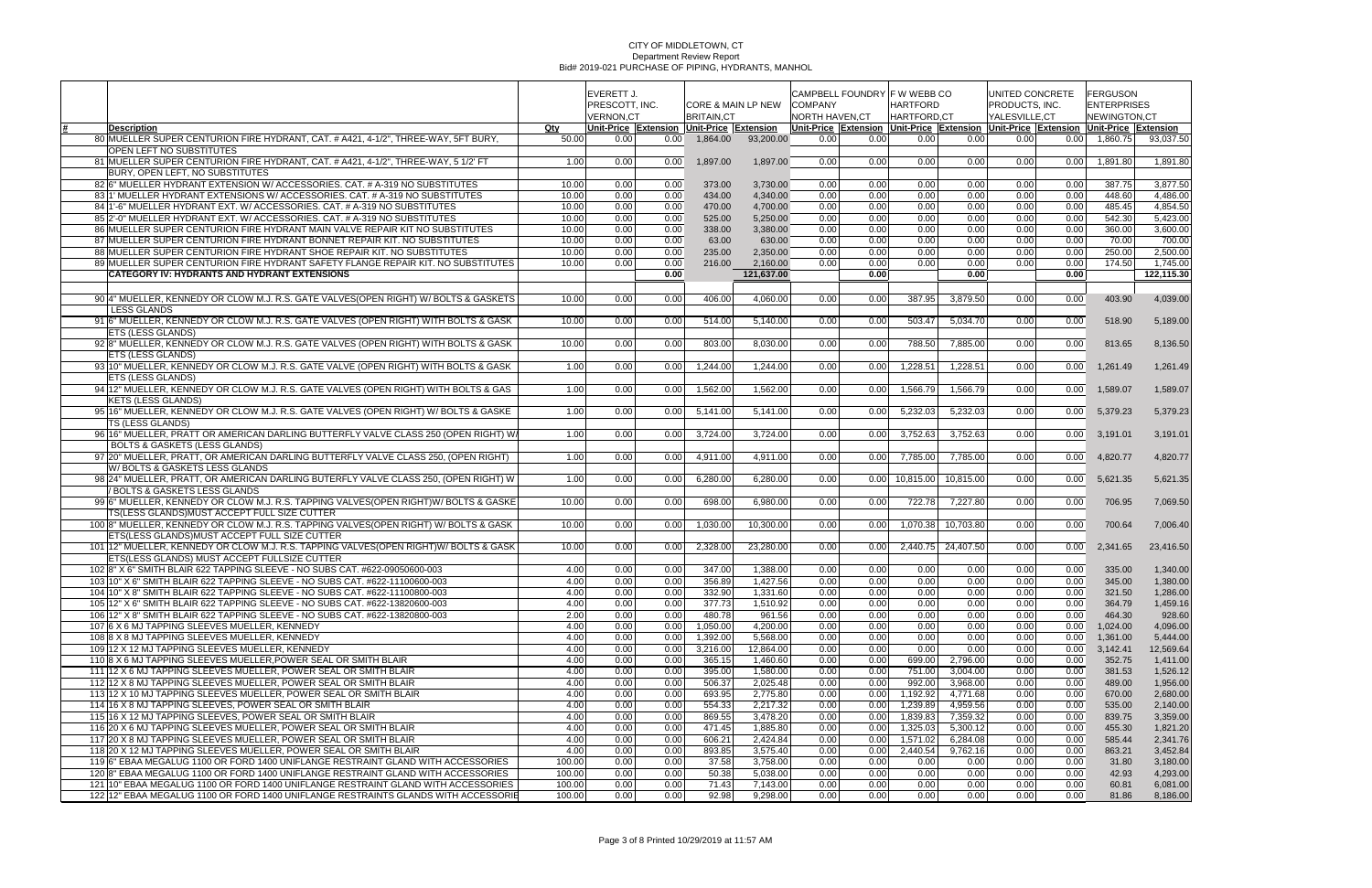CITY OF MIDDLETOWN, CT
Department Review Report
Bid# 2019-021 PURCHASE OF PIPING, HYDRANTS, MANHOL

| # | Description | Qty | EVERETT J. PRESCOTT, INC. VERNON,CT | | CORE & MAIN LP NEW BRITAIN,CT | | CAMPBELL FOUNDRY COMPANY NORTH HAVEN,CT | | F W WEBB CO HARTFORD HARTFORD,CT | | UNITED CONCRETE PRODUCTS, INC. YALESVILLE,CT | | FERGUSON ENTERPRISES NEWINGTON,CT | |
|---|---|---|---|---|---|---|---|---|---|---|---|---|---|---|
| | | | Unit-Price | Extension | Unit-Price | Extension | Unit-Price | Extension | Unit-Price | Extension | Unit-Price | Extension | Unit-Price | Extension |
| 80 | MUELLER SUPER CENTURION FIRE HYDRANT, CAT. # A421, 4-1/2", THREE-WAY, 5FT BURY, OPEN LEFT NO SUBSTITUTES | 50.00 | 0.00 | 0.00 | 1,864.00 | 93,200.00 | 0.00 | 0.00 | 0.00 | 0.00 | 0.00 | 0.00 | 1,860.75 | 93,037.50 |
| 81 | MUELLER SUPER CENTURION FIRE HYDRANT, CAT. # A421, 4-1/2", THREE-WAY, 5 1/2' FT BURY, OPEN LEFT, NO SUBSTITUTES | 1.00 | 0.00 | 0.00 | 1,897.00 | 1,897.00 | 0.00 | 0.00 | 0.00 | 0.00 | 0.00 | 0.00 | 1,891.80 | 1,891.80 |
| 82 | 6" MUELLER HYDRANT EXTENSION W/ ACCESSORIES. CAT. # A-319 NO SUBSTITUTES | 10.00 | 0.00 | 0.00 | 373.00 | 3,730.00 | 0.00 | 0.00 | 0.00 | 0.00 | 0.00 | 0.00 | 387.75 | 3,877.50 |
| 83 | 1' MUELLER HYDRANT EXTENSIONS W/ ACCESSORIES. CAT. # A-319 NO SUBSTITUTES | 10.00 | 0.00 | 0.00 | 434.00 | 4,340.00 | 0.00 | 0.00 | 0.00 | 0.00 | 0.00 | 0.00 | 448.60 | 4,486.00 |
| 84 | 1'-6" MUELLER HYDRANT EXT. W/ ACCESSORIES. CAT. # A-319 NO SUBSTITUTES | 10.00 | 0.00 | 0.00 | 470.00 | 4,700.00 | 0.00 | 0.00 | 0.00 | 0.00 | 0.00 | 0.00 | 485.45 | 4,854.50 |
| 85 | 2'-0" MUELLER HYDRANT EXT. W/ ACCESSORIES. CAT. # A-319 NO SUBSTITUTES | 10.00 | 0.00 | 0.00 | 525.00 | 5,250.00 | 0.00 | 0.00 | 0.00 | 0.00 | 0.00 | 0.00 | 542.30 | 5,423.00 |
| 86 | MUELLER SUPER CENTURION FIRE HYDRANT MAIN VALVE REPAIR KIT NO SUBSTITUTES | 10.00 | 0.00 | 0.00 | 338.00 | 3,380.00 | 0.00 | 0.00 | 0.00 | 0.00 | 0.00 | 0.00 | 360.00 | 3,600.00 |
| 87 | MUELLER SUPER CENTURION FIRE HYDRANT BONNET REPAIR KIT. NO SUBSTITUTES | 10.00 | 0.00 | 0.00 | 63.00 | 630.00 | 0.00 | 0.00 | 0.00 | 0.00 | 0.00 | 0.00 | 70.00 | 700.00 |
| 88 | MUELLER SUPER CENTURION FIRE HYDRANT SHOE REPAIR KIT. NO SUBSTITUTES | 10.00 | 0.00 | 0.00 | 235.00 | 2,350.00 | 0.00 | 0.00 | 0.00 | 0.00 | 0.00 | 0.00 | 250.00 | 2,500.00 |
| 89 | MUELLER SUPER CENTURION FIRE HYDRANT SAFETY FLANGE REPAIR KIT. NO SUBSTITUTES | 10.00 | 0.00 | 0.00 | 216.00 | 2,160.00 | 0.00 | 0.00 | 0.00 | 0.00 | 0.00 | 0.00 | 174.50 | 1,745.00 |
| | **CATEGORY IV: HYDRANTS AND HYDRANT EXTENSIONS** | | | **0.00** | | **121,637.00** | | **0.00** | | **0.00** | | **0.00** | | **122,115.30** |
| 90 | 4" MUELLER, KENNEDY OR CLOW M.J. R.S. GATE VALVES(OPEN RIGHT) W/ BOLTS & GASKETS LESS GLANDS | 10.00 | 0.00 | 0.00 | 406.00 | 4,060.00 | 0.00 | 0.00 | 387.95 | 3,879.50 | 0.00 | 0.00 | 403.90 | 4,039.00 |
| 91 | 6" MUELLER, KENNEDY OR CLOW M.J. R.S. GATE VALVES (OPEN RIGHT) WITH BOLTS & GASKETS (LESS GLANDS) | 10.00 | 0.00 | 0.00 | 514.00 | 5,140.00 | 0.00 | 0.00 | 503.47 | 5,034.70 | 0.00 | 0.00 | 518.90 | 5,189.00 |
| 92 | 8" MUELLER, KENNEDY OR CLOW M.J. R.S. GATE VALVES (OPEN RIGHT) WITH BOLTS & GASKETS (LESS GLANDS) | 10.00 | 0.00 | 0.00 | 803.00 | 8,030.00 | 0.00 | 0.00 | 788.50 | 7,885.00 | 0.00 | 0.00 | 813.65 | 8,136.50 |
| 93 | 10" MUELLER, KENNEDY OR CLOW M.J. R.S. GATE VALVE (OPEN RIGHT) WITH BOLTS & GASKETS (LESS GLANDS) | 1.00 | 0.00 | 0.00 | 1,244.00 | 1,244.00 | 0.00 | 0.00 | 1,228.51 | 1,228.51 | 0.00 | 0.00 | 1,261.49 | 1,261.49 |
| 94 | 12" MUELLER, KENNEDY OR CLOW M.J. R.S. GATE VALVES (OPEN RIGHT) WITH BOLTS & GASKETS (LESS GLANDS) | 1.00 | 0.00 | 0.00 | 1,562.00 | 1,562.00 | 0.00 | 0.00 | 1,566.79 | 1,566.79 | 0.00 | 0.00 | 1,589.07 | 1,589.07 |
| 95 | 16" MUELLER, KENNEDY OR CLOW M.J. R.S. GATE VALVES (OPEN RIGHT) W/ BOLTS & GASKETS (LESS GLANDS) | 1.00 | 0.00 | 0.00 | 5,141.00 | 5,141.00 | 0.00 | 0.00 | 5,232.03 | 5,232.03 | 0.00 | 0.00 | 5,379.23 | 5,379.23 |
| 96 | 16" MUELLER, PRATT OR AMERICAN DARLING BUTTERFLY VALVE CLASS 250 (OPEN RIGHT) W/ BOLTS & GASKETS (LESS GLANDS) | 1.00 | 0.00 | 0.00 | 3,724.00 | 3,724.00 | 0.00 | 0.00 | 3,752.63 | 3,752.63 | 0.00 | 0.00 | 3,191.01 | 3,191.01 |
| 97 | 20" MUELLER, PRATT, OR AMERICAN DARLING BUTTERFLY VALVE CLASS 250, (OPEN RIGHT) W/ BOLTS & GASKETS LESS GLANDS | 1.00 | 0.00 | 0.00 | 4,911.00 | 4,911.00 | 0.00 | 0.00 | 7,785.00 | 7,785.00 | 0.00 | 0.00 | 4,820.77 | 4,820.77 |
| 98 | 24" MUELLER, PRATT, OR AMERICAN DARLING BUTERFLY VALVE CLASS 250, (OPEN RIGHT) W / BOLTS & GASKETS LESS GLANDS | 1.00 | 0.00 | 0.00 | 6,280.00 | 6,280.00 | 0.00 | 0.00 | 10,815.00 | 10,815.00 | 0.00 | 0.00 | 5,621.35 | 5,621.35 |
| 99 | 6" MUELLER, KENNEDY OR CLOW M.J. R.S. TAPPING VALVES(OPEN RIGHT)W/ BOLTS & GASKETS(LESS GLANDS)MUST ACCEPT FULL SIZE CUTTER | 10.00 | 0.00 | 0.00 | 698.00 | 6,980.00 | 0.00 | 0.00 | 722.78 | 7,227.80 | 0.00 | 0.00 | 706.95 | 7,069.50 |
| 100 | 8" MUELLER, KENNEDY OR CLOW M.J. R.S. TAPPING VALVES(OPEN RIGHT) W/ BOLTS & GASKETS(LESS GLANDS)MUST ACCEPT FULL SIZE CUTTER | 10.00 | 0.00 | 0.00 | 1,030.00 | 10,300.00 | 0.00 | 0.00 | 1,070.38 | 10,703.80 | 0.00 | 0.00 | 700.64 | 7,006.40 |
| 101 | 12" MUELLER, KENNEDY OR CLOW M.J. R.S. TAPPING VALVES(OPEN RIGHT)W/ BOLTS & GASKETS(LESS GLANDS) MUST ACCEPT FULLSIZE CUTTER | 10.00 | 0.00 | 0.00 | 2,328.00 | 23,280.00 | 0.00 | 0.00 | 2,440.75 | 24,407.50 | 0.00 | 0.00 | 2,341.65 | 23,416.50 |
| 102 | 8" X 6" SMITH BLAIR 622 TAPPING SLEEVE - NO SUBS CAT. #622-09050600-003 | 4.00 | 0.00 | 0.00 | 347.00 | 1,388.00 | 0.00 | 0.00 | 0.00 | 0.00 | 0.00 | 0.00 | 335.00 | 1,340.00 |
| 103 | 10" X 6" SMITH BLAIR 622 TAPPING SLEEVE - NO SUBS CAT. #622-11100600-003 | 4.00 | 0.00 | 0.00 | 356.89 | 1,427.56 | 0.00 | 0.00 | 0.00 | 0.00 | 0.00 | 0.00 | 345.00 | 1,380.00 |
| 104 | 10" X 8" SMITH BLAIR 622 TAPPING SLEEVE - NO SUBS CAT. #622-11100800-003 | 4.00 | 0.00 | 0.00 | 332.90 | 1,331.60 | 0.00 | 0.00 | 0.00 | 0.00 | 0.00 | 0.00 | 321.50 | 1,286.00 |
| 105 | 12" X 6" SMITH BLAIR 622 TAPPING SLEEVE - NO SUBS CAT. #622-13820600-003 | 4.00 | 0.00 | 0.00 | 377.73 | 1,510.92 | 0.00 | 0.00 | 0.00 | 0.00 | 0.00 | 0.00 | 364.79 | 1,459.16 |
| 106 | 12" X 8" SMITH BLAIR 622 TAPPING SLEEVE - NO SUBS CAT. #622-13820800-003 | 2.00 | 0.00 | 0.00 | 480.78 | 961.56 | 0.00 | 0.00 | 0.00 | 0.00 | 0.00 | 0.00 | 464.30 | 928.60 |
| 107 | 6 X 6 MJ TAPPING SLEEVES MUELLER, KENNEDY | 4.00 | 0.00 | 0.00 | 1,050.00 | 4,200.00 | 0.00 | 0.00 | 0.00 | 0.00 | 0.00 | 0.00 | 1,024.00 | 4,096.00 |
| 108 | 8 X 8 MJ TAPPING SLEEVES MUELLER, KENNEDY | 4.00 | 0.00 | 0.00 | 1,392.00 | 5,568.00 | 0.00 | 0.00 | 0.00 | 0.00 | 0.00 | 0.00 | 1,361.00 | 5,444.00 |
| 109 | 12 X 12 MJ TAPPING SLEEVES MUELLER, KENNEDY | 4.00 | 0.00 | 0.00 | 3,216.00 | 12,864.00 | 0.00 | 0.00 | 0.00 | 0.00 | 0.00 | 0.00 | 3,142.41 | 12,569.64 |
| 110 | 8 X 6 MJ TAPPING SLEEVES MUELLER,POWER SEAL OR SMITH BLAIR | 4.00 | 0.00 | 0.00 | 365.15 | 1,460.60 | 0.00 | 0.00 | 699.00 | 2,796.00 | 0.00 | 0.00 | 352.75 | 1,411.00 |
| 111 | 12 X 6 MJ TAPPING SLEEVES MUELLER, POWER SEAL OR SMITH BLAIR | 4.00 | 0.00 | 0.00 | 395.00 | 1,580.00 | 0.00 | 0.00 | 751.00 | 3,004.00 | 0.00 | 0.00 | 381.53 | 1,526.12 |
| 112 | 12 X 8 MJ TAPPING SLEEVES MUELLER, POWER SEAL OR SMITH BLAIR | 4.00 | 0.00 | 0.00 | 506.37 | 2,025.48 | 0.00 | 0.00 | 992.00 | 3,968.00 | 0.00 | 0.00 | 489.00 | 1,956.00 |
| 113 | 12 X 10 MJ TAPPING SLEEVES MUELLER, POWER SEAL OR SMITH BLAIR | 4.00 | 0.00 | 0.00 | 693.95 | 2,775.80 | 0.00 | 0.00 | 1,192.92 | 4,771.68 | 0.00 | 0.00 | 670.00 | 2,680.00 |
| 114 | 16 X 8 MJ TAPPING SLEEVES, POWER SEAL OR SMITH BLAIR | 4.00 | 0.00 | 0.00 | 554.33 | 2,217.32 | 0.00 | 0.00 | 1,239.89 | 4,959.56 | 0.00 | 0.00 | 535.00 | 2,140.00 |
| 115 | 16 X 12 MJ TAPPING SLEEVES, POWER SEAL OR SMITH BLAIR | 4.00 | 0.00 | 0.00 | 869.55 | 3,478.20 | 0.00 | 0.00 | 1,839.83 | 7,359.32 | 0.00 | 0.00 | 839.75 | 3,359.00 |
| 116 | 20 X 6 MJ TAPPING SLEEVES MUELLER, POWER SEAL OR SMITH BLAIR | 4.00 | 0.00 | 0.00 | 471.45 | 1,885.80 | 0.00 | 0.00 | 1,325.03 | 5,300.12 | 0.00 | 0.00 | 455.30 | 1,821.20 |
| 117 | 20 X 8 MJ TAPPING SLEEVES MUELLER, POWER SEAL OR SMITH BLAIR | 4.00 | 0.00 | 0.00 | 606.21 | 2,424.84 | 0.00 | 0.00 | 1,571.02 | 6,284.08 | 0.00 | 0.00 | 585.44 | 2,341.76 |
| 118 | 20 X 12 MJ TAPPING SLEEVES MUELLER, POWER SEAL OR SMITH BLAIR | 4.00 | 0.00 | 0.00 | 893.85 | 3,575.40 | 0.00 | 0.00 | 2,440.54 | 9,762.16 | 0.00 | 0.00 | 863.21 | 3,452.84 |
| 119 | 6" EBAA MEGALUG 1100 OR FORD 1400 UNIFLANGE RESTRAINT GLAND WITH ACCESSORIES | 100.00 | 0.00 | 0.00 | 37.58 | 3,758.00 | 0.00 | 0.00 | 0.00 | 0.00 | 0.00 | 0.00 | 31.80 | 3,180.00 |
| 120 | 8" EBAA MEGALUG 1100 OR FORD 1400 UNIFLANGE RESTRAINT GLAND WITH ACCESSORIES | 100.00 | 0.00 | 0.00 | 50.38 | 5,038.00 | 0.00 | 0.00 | 0.00 | 0.00 | 0.00 | 0.00 | 42.93 | 4,293.00 |
| 121 | 10" EBAA MEGALUG 1100 OR FORD 1400 UNIFLANGE RESTRAINT GLAND WITH ACCESSORIES | 100.00 | 0.00 | 0.00 | 71.43 | 7,143.00 | 0.00 | 0.00 | 0.00 | 0.00 | 0.00 | 0.00 | 60.81 | 6,081.00 |
| 122 | 12" EBAA MEGALUG 1100 OR FORD 1400 UNIFLANGE RESTRAINTS GLANDS WITH ACCESSORIE | 100.00 | 0.00 | 0.00 | 92.98 | 9,298.00 | 0.00 | 0.00 | 0.00 | 0.00 | 0.00 | 0.00 | 81.86 | 8,186.00 |

Printed 10/29/2019 at 11:57 AM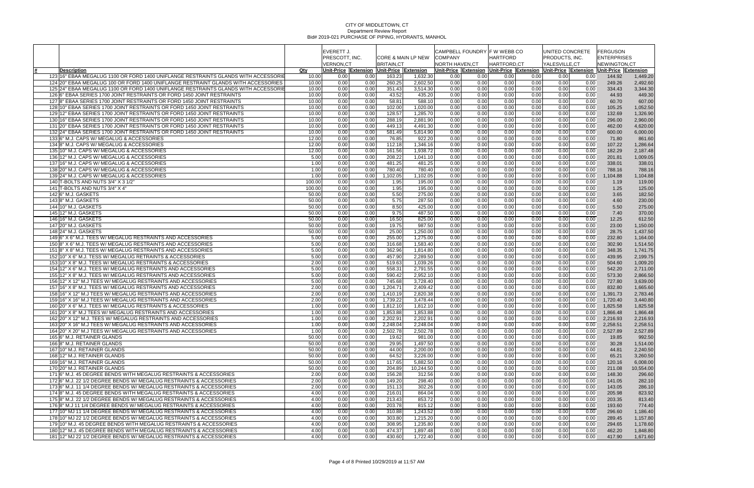# CITY OF MIDDLETOWN, CT
## Department Review Report
### Bid# 2019-021 PURCHASE OF PIPING, HYDRANTS, MANHOL

| # | Description | Qty | EVERETT J. PRESCOTT, INC. VERNON,CT Unit-Price | Extension | CORE & MAIN LP NEW BRITAIN,CT Unit-Price | Extension | CAMPBELL FOUNDRY COMPANY NORTH HAVEN,CT Unit-Price | Extension | F W WEBB CO HARTFORD HARTFORD,CT Unit-Price | Extension | UNITED CONCRETE PRODUCTS, INC. YALESVILLE,CT Unit-Price | Extension | FERGUSON ENTERPRISES NEWINGTON,CT Unit-Price | Extension |
|---|---|---|---|---|---|---|---|---|---|---|---|---|---|---|
| 123 | 16" EBAA MEGALUG 1100 OR FORD 1400 UNIFLANGE RESTRAINTS GLANDS WITH ACCESSORIE | 10.00 | 0.00 | 0.00 | 163.23 | 1,632.30 | 0.00 | 0.00 | 0.00 | 0.00 | 0.00 | 0.00 | 144.92 | 1,449.20 |
| 124 | 20" EBAA MEGALUG 100 OR FORD 1400 UNIFLANGE RESTRAINT GLANDS WITH ACCESSORIES | 10.00 | 0.00 | 0.00 | 260.25 | 2,602.50 | 0.00 | 0.00 | 0.00 | 0.00 | 0.00 | 0.00 | 249.26 | 2,492.60 |
| 125 | 24" EBAA MEGALUG 1100 OR FORD 1400 UNIFLANGE RESTRAINTS GLANDS WITH ACCESSORIE | 10.00 | 0.00 | 0.00 | 351.43 | 3,514.30 | 0.00 | 0.00 | 0.00 | 0.00 | 0.00 | 0.00 | 334.43 | 3,344.30 |
| 126 | 6" EBAA SERIES 1700 JOINT RESTRAINTS OR FORD 1450 JOINT RESTRAINTS | 10.00 | 0.00 | 0.00 | 43.52 | 435.20 | 0.00 | 0.00 | 0.00 | 0.00 | 0.00 | 0.00 | 44.93 | 449.30 |
| 127 | 8" EBAA SERIES 1700 JOINT RESTRAINTS OR FORD 1450 JOINT RESTRAINTS | 10.00 | 0.00 | 0.00 | 58.81 | 588.10 | 0.00 | 0.00 | 0.00 | 0.00 | 0.00 | 0.00 | 60.70 | 607.00 |
| 128 | 10" EBAA SERIES 1700 JOINT RESTRAINTS OR FORD 1450 JOINT RESTRAINTS | 10.00 | 0.00 | 0.00 | 102.00 | 1,020.00 | 0.00 | 0.00 | 0.00 | 0.00 | 0.00 | 0.00 | 105.25 | 1,052.50 |
| 129 | 12" EBAA SERIES 1700 JOINT RESTRAINTS OR FORD 1450 JOINT RESTRAINTS | 10.00 | 0.00 | 0.00 | 128.57 | 1,285.70 | 0.00 | 0.00 | 0.00 | 0.00 | 0.00 | 0.00 | 132.69 | 1,326.90 |
| 130 | 16" EBAA SERIES 1700 JOINT RESTRAINTS OR FORD 1450 JOINT RESTRAINTS | 10.00 | 0.00 | 0.00 | 288.19 | 2,881.90 | 0.00 | 0.00 | 0.00 | 0.00 | 0.00 | 0.00 | 296.00 | 2,960.00 |
| 131 | 20" EBAA SERIES 1700 JOINT RESTRAINTS OR FORD 1450 JOINT RESTRAINTS | 10.00 | 0.00 | 0.00 | 449.13 | 4,491.30 | 0.00 | 0.00 | 0.00 | 0.00 | 0.00 | 0.00 | 462.00 | 4,620.00 |
| 132 | 24" EBAA SERIES 1700 JOINT RESTRAINTS OR FORD 1450 JOINT RESTRAINTS | 10.00 | 0.00 | 0.00 | 581.49 | 5,814.90 | 0.00 | 0.00 | 0.00 | 0.00 | 0.00 | 0.00 | 600.00 | 6,000.00 |
| 133 | 6" M.J. CAPS W/ MEGALUG & ACCESSORIES | 12.00 | 0.00 | 0.00 | 76.85 | 922.20 | 0.00 | 0.00 | 0.00 | 0.00 | 0.00 | 0.00 | 71.80 | 861.60 |
| 134 | 8" M.J. CAPS W/ MEGALUG & ACCESSORIES | 12.00 | 0.00 | 0.00 | 112.18 | 1,346.16 | 0.00 | 0.00 | 0.00 | 0.00 | 0.00 | 0.00 | 107.22 | 1,286.64 |
| 135 | 10" M.J. CAPS W/ MEGALUG & ACCESSORIES | 12.00 | 0.00 | 0.00 | 161.56 | 1,938.72 | 0.00 | 0.00 | 0.00 | 0.00 | 0.00 | 0.00 | 182.29 | 2,187.48 |
| 136 | 12" M.J. CAPS W/ MEGALUG & ACCESSORIES | 5.00 | 0.00 | 0.00 | 208.22 | 1,041.10 | 0.00 | 0.00 | 0.00 | 0.00 | 0.00 | 0.00 | 201.81 | 1,009.05 |
| 137 | 16" M.J. CAPS W/ MEGALUG & ACCESSORIES | 1.00 | 0.00 | 0.00 | 481.25 | 481.25 | 0.00 | 0.00 | 0.00 | 0.00 | 0.00 | 0.00 | 338.01 | 338.01 |
| 138 | 20" M.J. CAPS W/ MEGALUG & ACCESSORIES | 1.00 | 0.00 | 0.00 | 780.40 | 780.40 | 0.00 | 0.00 | 0.00 | 0.00 | 0.00 | 0.00 | 788.16 | 788.16 |
| 139 | 24" M.J. CAPS W/ MEGALUG & ACCESSORIES | 1.00 | 0.00 | 0.00 | 1,102.05 | 1,102.05 | 0.00 | 0.00 | 0.00 | 0.00 | 0.00 | 0.00 | 1,104.88 | 1,104.88 |
| 140 | T-BOLTS AND NUTS 3/4" X 3 1/2" | 100.00 | 0.00 | 0.00 | 1.95 | 195.00 | 0.00 | 0.00 | 0.00 | 0.00 | 0.00 | 0.00 | 1.19 | 119.00 |
| 141 | T-BOLTS AND NUTS 3/4" X 4" | 100.00 | 0.00 | 0.00 | 1.95 | 195.00 | 0.00 | 0.00 | 0.00 | 0.00 | 0.00 | 0.00 | 1.25 | 125.00 |
| 142 | 6" M.J. GASKETS | 50.00 | 0.00 | 0.00 | 5.50 | 275.00 | 0.00 | 0.00 | 0.00 | 0.00 | 0.00 | 0.00 | 3.65 | 182.50 |
| 143 | 8" M.J. GASKETS | 50.00 | 0.00 | 0.00 | 5.75 | 287.50 | 0.00 | 0.00 | 0.00 | 0.00 | 0.00 | 0.00 | 4.60 | 230.00 |
| 144 | 10" M.J. GASKETS | 50.00 | 0.00 | 0.00 | 8.50 | 425.00 | 0.00 | 0.00 | 0.00 | 0.00 | 0.00 | 0.00 | 5.50 | 275.00 |
| 145 | 12" M.J. GASKETS | 50.00 | 0.00 | 0.00 | 9.75 | 487.50 | 0.00 | 0.00 | 0.00 | 0.00 | 0.00 | 0.00 | 7.40 | 370.00 |
| 146 | 16" M.J. GASKETS | 50.00 | 0.00 | 0.00 | 16.50 | 825.00 | 0.00 | 0.00 | 0.00 | 0.00 | 0.00 | 0.00 | 12.25 | 612.50 |
| 147 | 20" M.J. GASKETS | 50.00 | 0.00 | 0.00 | 19.75 | 987.50 | 0.00 | 0.00 | 0.00 | 0.00 | 0.00 | 0.00 | 23.00 | 1,150.00 |
| 148 | 24" M.J. GASKETS | 50.00 | 0.00 | 0.00 | 25.00 | 1,250.00 | 0.00 | 0.00 | 0.00 | 0.00 | 0.00 | 0.00 | 28.75 | 1,437.50 |
| 149 | 6" X 6" M.J. TEES W/ MEGALUG RESTRAINTS AND ACCESSORIES | 5.00 | 0.00 | 0.00 | 255.00 | 1,275.00 | 0.00 | 0.00 | 0.00 | 0.00 | 0.00 | 0.00 | 232.80 | 1,164.00 |
| 150 | 8" X 6" M.J. TEES W/ MEGALUG RESTRAINTS AND ACCESSORIES | 5.00 | 0.00 | 0.00 | 316.68 | 1,583.40 | 0.00 | 0.00 | 0.00 | 0.00 | 0.00 | 0.00 | 302.90 | 1,514.50 |
| 151 | 8" X 8" M.J. TEES W/ MEGALUG RESTRAINTS AND ACCESSORIES | 5.00 | 0.00 | 0.00 | 362.96 | 1,814.80 | 0.00 | 0.00 | 0.00 | 0.00 | 0.00 | 0.00 | 348.35 | 1,741.75 |
| 152 | 10" X 6" M.J. TESS W/ MEGALUG RETRAINTS & ACCESSORIES | 5.00 | 0.00 | 0.00 | 457.90 | 2,289.50 | 0.00 | 0.00 | 0.00 | 0.00 | 0.00 | 0.00 | 439.95 | 2,199.75 |
| 153 | 10" X 8" M.J. TEES W/ MEGALUG RESTRAINTS & ACCESSORIES | 2.00 | 0.00 | 0.00 | 519.63 | 1,039.26 | 0.00 | 0.00 | 0.00 | 0.00 | 0.00 | 0.00 | 504.60 | 1,009.20 |
| 154 | 12" X 6" M.J. TEES W/ MEGALUG RESTRAINTS AND ACCESSORIES | 5.00 | 0.00 | 0.00 | 558.31 | 2,791.55 | 0.00 | 0.00 | 0.00 | 0.00 | 0.00 | 0.00 | 542.20 | 2,711.00 |
| 155 | 12" X 8" M.J. TEES W/ MEGALUG RESTRAINTS AND ACCESSORIES | 5.00 | 0.00 | 0.00 | 590.42 | 2,952.10 | 0.00 | 0.00 | 0.00 | 0.00 | 0.00 | 0.00 | 573.30 | 2,866.50 |
| 156 | 12" X 12" M.J TEES W/ MEGALUG RESTRAINTS AND ACCESSORIES | 5.00 | 0.00 | 0.00 | 745.68 | 3,728.40 | 0.00 | 0.00 | 0.00 | 0.00 | 0.00 | 0.00 | 727.80 | 3,639.00 |
| 157 | 16" X 8" M.J. TEES W/ MEGALUG RESTRAINTS AND ACCESSORIES | 2.00 | 0.00 | 0.00 | 1,204.71 | 2,409.42 | 0.00 | 0.00 | 0.00 | 0.00 | 0.00 | 0.00 | 832.80 | 1,665.60 |
| 158 | 16" X 12" M.J TEES W/ MEGALUG RESTRAINTS AND ACCESSORIES | 2.00 | 0.00 | 0.00 | 1,410.19 | 2,820.38 | 0.00 | 0.00 | 0.00 | 0.00 | 0.00 | 0.00 | 1,391.73 | 2,783.46 |
| 159 | 16" X 16" M.J TEES W/ MEGALUG RESTRAINTS AND ACCESSORIES | 2.00 | 0.00 | 0.00 | 1,739.22 | 3,478.44 | 0.00 | 0.00 | 0.00 | 0.00 | 0.00 | 0.00 | 1,720.40 | 3,440.80 |
| 160 | 20" X 6" M.J. TEES W/ MEGALUG RESTRAINTS & ACCESSORIES | 1.00 | 0.00 | 0.00 | 1,812.10 | 1,812.10 | 0.00 | 0.00 | 0.00 | 0.00 | 0.00 | 0.00 | 1,825.58 | 1,825.58 |
| 161 | 20" X 8" M.J TEES W/ MEGALUG RESTRAINTS AND ACCESSORIES | 1.00 | 0.00 | 0.00 | 1,853.88 | 1,853.88 | 0.00 | 0.00 | 0.00 | 0.00 | 0.00 | 0.00 | 1,866.48 | 1,866.48 |
| 162 | 20" X 12" M.J. TEES W/ MEGALUG RESTRAINTS AND ACCESSORIES | 1.00 | 0.00 | 0.00 | 2,202.91 | 2,202.91 | 0.00 | 0.00 | 0.00 | 0.00 | 0.00 | 0.00 | 2,216.93 | 2,216.93 |
| 163 | 20" X 16" M.J TEES W/ MEGALUG RESTRAINTS AND ACCESSORIES | 1.00 | 0.00 | 0.00 | 2,248.04 | 2,248.04 | 0.00 | 0.00 | 0.00 | 0.00 | 0.00 | 0.00 | 2,258.51 | 2,258.51 |
| 164 | 20" X 20" M.J TEES W/ MEGALUG RESTRAINTS AND ACCESSORIES | 1.00 | 0.00 | 0.00 | 2,502.78 | 2,502.78 | 0.00 | 0.00 | 0.00 | 0.00 | 0.00 | 0.00 | 2,527.89 | 2,527.89 |
| 165 | 6" M.J. RETAINER GLANDS | 50.00 | 0.00 | 0.00 | 19.62 | 981.00 | 0.00 | 0.00 | 0.00 | 0.00 | 0.00 | 0.00 | 19.85 | 992.50 |
| 166 | 8" M.J. RETAINER GLANDS | 50.00 | 0.00 | 0.00 | 29.95 | 1,497.50 | 0.00 | 0.00 | 0.00 | 0.00 | 0.00 | 0.00 | 30.28 | 1,514.00 |
| 167 | 10" M.J. RETAINER GLANDS | 50.00 | 0.00 | 0.00 | 44.00 | 2,200.00 | 0.00 | 0.00 | 0.00 | 0.00 | 0.00 | 0.00 | 44.81 | 2,240.50 |
| 168 | 12" M.J. RETAINER GLANDS | 50.00 | 0.00 | 0.00 | 64.52 | 3,226.00 | 0.00 | 0.00 | 0.00 | 0.00 | 0.00 | 0.00 | 65.21 | 3,260.50 |
| 169 | 16" M.J. RETAINER GLANDS | 50.00 | 0.00 | 0.00 | 117.65 | 5,882.50 | 0.00 | 0.00 | 0.00 | 0.00 | 0.00 | 0.00 | 120.16 | 6,008.00 |
| 170 | 20" M.J. RETAINER GLANDS | 50.00 | 0.00 | 0.00 | 204.89 | 10,244.50 | 0.00 | 0.00 | 0.00 | 0.00 | 0.00 | 0.00 | 211.08 | 10,554.00 |
| 171 | 6" M.J. 45 DEGREE BENDS WITH MEGALUG RESTRAINTS & ACCESSORIES | 2.00 | 0.00 | 0.00 | 156.28 | 312.56 | 0.00 | 0.00 | 0.00 | 0.00 | 0.00 | 0.00 | 148.30 | 296.60 |
| 172 | 6" M.J. 22 1/2 DEGREE BENDS W/ MEGALUG RESTRAINTS & ACCESSORIES | 2.00 | 0.00 | 0.00 | 149.20 | 298.40 | 0.00 | 0.00 | 0.00 | 0.00 | 0.00 | 0.00 | 141.05 | 282.10 |
| 173 | 6" M.J. 11 1/4 DEGREE BENDS W/ MEGALUG RESTRAINTS & ACCESSORIES | 2.00 | 0.00 | 0.00 | 151.13 | 302.26 | 0.00 | 0.00 | 0.00 | 0.00 | 0.00 | 0.00 | 143.05 | 286.10 |
| 174 | 8" M.J. 45 DEGREE BENDS WITH MEGALUG RESTRAINTS & ACCESSORIES | 4.00 | 0.00 | 0.00 | 216.01 | 864.04 | 0.00 | 0.00 | 0.00 | 0.00 | 0.00 | 0.00 | 205.98 | 823.92 |
| 175 | 8" M.J. 22 1/2 DEGREE BENDS W/ MEGALUG RESTRAINTS & ACCESSORIES | 4.00 | 0.00 | 0.00 | 213.43 | 853.72 | 0.00 | 0.00 | 0.00 | 0.00 | 0.00 | 0.00 | 203.35 | 813.40 |
| 176 | 8" M.J 11 1/4 DEGREE BENDS W/ MEGALUG RESTRAINTS & ACCESSORIES | 4.00 | 0.00 | 0.00 | 203.78 | 815.12 | 0.00 | 0.00 | 0.00 | 0.00 | 0.00 | 0.00 | 193.60 | 774.40 |
| 177 | 10" MJ 11 1/4 DEGREE BENDS W/ MEGALUG RESTRAINTS & ACCESSORIES | 4.00 | 0.00 | 0.00 | 310.88 | 1,243.52 | 0.00 | 0.00 | 0.00 | 0.00 | 0.00 | 0.00 | 296.60 | 1,186.40 |
| 178 | 10" MJ 22 1/2 DEGREE BENDS W/ MEGALUG RESTRAINTS & ACCESSORIES | 4.00 | 0.00 | 0.00 | 303.80 | 1,215.20 | 0.00 | 0.00 | 0.00 | 0.00 | 0.00 | 0.00 | 289.45 | 1,157.80 |
| 179 | 10" M.J. 45 DEGREE BENDS WITH MEGALUG RESTRAINTS & ACCESSORIES | 4.00 | 0.00 | 0.00 | 308.95 | 1,235.80 | 0.00 | 0.00 | 0.00 | 0.00 | 0.00 | 0.00 | 294.65 | 1,178.60 |
| 180 | 12" M.J. 45 DEGREE BENDS WITH MEGALUG RESTRAINTS & ACCESSORIES | 4.00 | 0.00 | 0.00 | 474.37 | 1,897.48 | 0.00 | 0.00 | 0.00 | 0.00 | 0.00 | 0.00 | 462.20 | 1,848.80 |
| 181 | 12" MJ 22 1/2 DEGREE BENDS W/ MEGALUG RESTRAINTS & ACCESSORIES | 4.00 | 0.00 | 0.00 | 430.60 | 1,722.40 | 0.00 | 0.00 | 0.00 | 0.00 | 0.00 | 0.00 | 417.90 | 1,671.60 |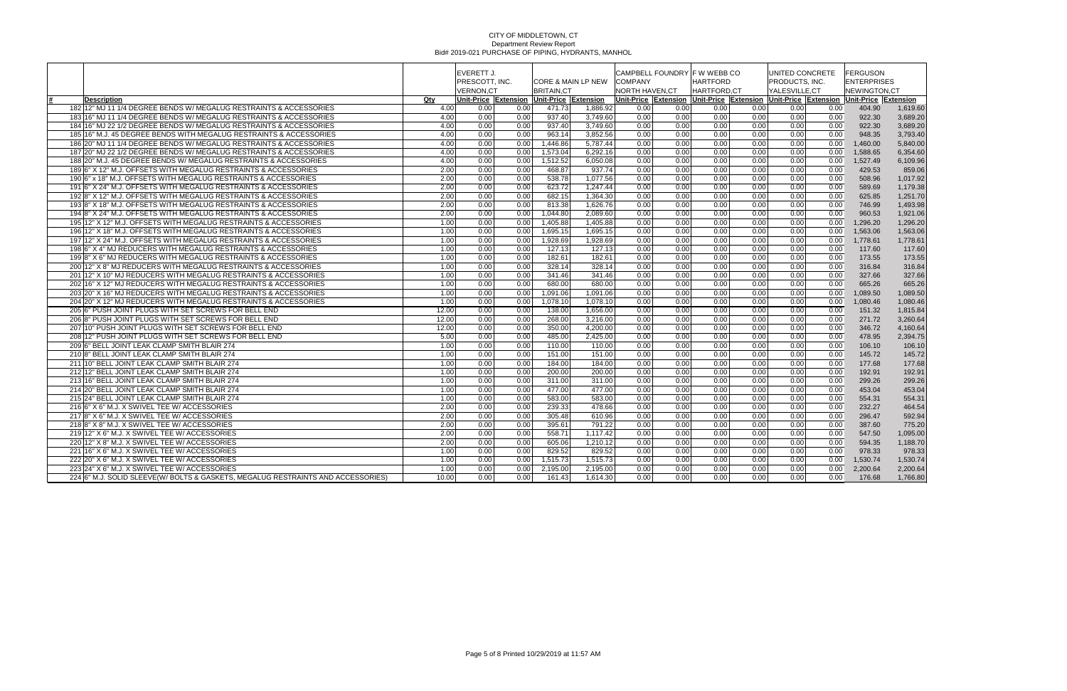CITY OF MIDDLETOWN, CT
Department Review Report
Bid# 2019-021 PURCHASE OF PIPING, HYDRANTS, MANHOL

| # | Description | Qty | EVERETT J. PRESCOTT, INC. VERNON,CT | | CORE & MAIN LP NEW BRITAIN,CT | | CAMPBELL FOUNDRY COMPANY NORTH HAVEN,CT | | F W WEBB CO HARTFORD HARTFORD,CT | | UNITED CONCRETE PRODUCTS, INC. YALESVILLE,CT | | FERGUSON ENTERPRISES NEWINGTON,CT | |
|---|---|---|---|---|---|---|---|---|---|---|---|---|---|---|
| | | | Unit-Price | Extension | Unit-Price | Extension | Unit-Price | Extension | Unit-Price | Extension | Unit-Price | Extension | Unit-Price | Extension |
| 182 | 12" MJ 11 1/4 DEGREE BENDS W/ MEGALUG RESTRAINTS & ACCESSORIES | 4.00 | 0.00 | 0.00 | 471.73 | 1,886.92 | 0.00 | 0.00 | 0.00 | 0.00 | 0.00 | 0.00 | 404.90 | 1,619.60 |
| 183 | 16" MJ 11 1/4 DEGREE BENDS W/ MEGALUG RESTRAINTS & ACCESSORIES | 4.00 | 0.00 | 0.00 | 937.40 | 3,749.60 | 0.00 | 0.00 | 0.00 | 0.00 | 0.00 | 0.00 | 922.30 | 3,689.20 |
| 184 | 16" MJ 22 1/2 DEGREE BENDS W/ MEGALUG RESTRAINTS & ACCESSORIES | 4.00 | 0.00 | 0.00 | 937.40 | 3,749.60 | 0.00 | 0.00 | 0.00 | 0.00 | 0.00 | 0.00 | 922.30 | 3,689.20 |
| 185 | 16" M.J. 45 DEGREE BENDS WITH MEGALUG RESTRAINTS & ACCESSORIES | 4.00 | 0.00 | 0.00 | 963.14 | 3,852.56 | 0.00 | 0.00 | 0.00 | 0.00 | 0.00 | 0.00 | 948.35 | 3,793.40 |
| 186 | 20" MJ 11 1/4 DEGREE BENDS W/ MEGALUG RESTRAINTS & ACCESSORIES | 4.00 | 0.00 | 0.00 | 1,446.86 | 5,787.44 | 0.00 | 0.00 | 0.00 | 0.00 | 0.00 | 0.00 | 1,460.00 | 5,840.00 |
| 187 | 20" MJ 22 1/2 DEGREE BENDS W/ MEGALUG RESTRAINTS & ACCESSORIES | 4.00 | 0.00 | 0.00 | 1,573.04 | 6,292.16 | 0.00 | 0.00 | 0.00 | 0.00 | 0.00 | 0.00 | 1,588.65 | 6,354.60 |
| 188 | 20" M.J. 45 DEGREE BENDS W/ MEGALUG RESTRAINTS & ACCESSORIES | 4.00 | 0.00 | 0.00 | 1,512.52 | 6,050.08 | 0.00 | 0.00 | 0.00 | 0.00 | 0.00 | 0.00 | 1,527.49 | 6,109.96 |
| 189 | 6" X 12" M.J. OFFSETS WITH MEGALUG RESTRAINTS & ACCESSORIES | 2.00 | 0.00 | 0.00 | 468.87 | 937.74 | 0.00 | 0.00 | 0.00 | 0.00 | 0.00 | 0.00 | 429.53 | 859.06 |
| 190 | 6" x 18" M.J. OFFSETS WITH MEGALUG RESTRAINTS & ACCESSORIES | 2.00 | 0.00 | 0.00 | 538.78 | 1,077.56 | 0.00 | 0.00 | 0.00 | 0.00 | 0.00 | 0.00 | 508.96 | 1,017.92 |
| 191 | 6" X 24" M.J. OFFSETS WITH MEGALUG RESTRAINTS & ACCESSORIES | 2.00 | 0.00 | 0.00 | 623.72 | 1,247.44 | 0.00 | 0.00 | 0.00 | 0.00 | 0.00 | 0.00 | 589.69 | 1,179.38 |
| 192 | 8" X 12" M.J. OFFSETS WITH MEGALUG RESTRAINTS & ACCESSORIES | 2.00 | 0.00 | 0.00 | 682.15 | 1,364.30 | 0.00 | 0.00 | 0.00 | 0.00 | 0.00 | 0.00 | 625.85 | 1,251.70 |
| 193 | 8" X 18" M.J. OFFSETS WITH MEGALUG RESTRAINTS & ACCESSORIES | 2.00 | 0.00 | 0.00 | 813.38 | 1,626.76 | 0.00 | 0.00 | 0.00 | 0.00 | 0.00 | 0.00 | 746.99 | 1,493.98 |
| 194 | 8" X 24" M.J. OFFSETS WITH MEGALUG RESTRAINTS & ACCESSORIES | 2.00 | 0.00 | 0.00 | 1,044.80 | 2,089.60 | 0.00 | 0.00 | 0.00 | 0.00 | 0.00 | 0.00 | 960.53 | 1,921.06 |
| 195 | 12" X 12" M.J. OFFSETS WITH MEGALUG RESTRAINTS & ACCESSORIES | 1.00 | 0.00 | 0.00 | 1,405.88 | 1,405.88 | 0.00 | 0.00 | 0.00 | 0.00 | 0.00 | 0.00 | 1,296.20 | 1,296.20 |
| 196 | 12" X 18" M.J. OFFSETS WITH MEGALUG RESTRAINTS & ACCESSORIES | 1.00 | 0.00 | 0.00 | 1,695.15 | 1,695.15 | 0.00 | 0.00 | 0.00 | 0.00 | 0.00 | 0.00 | 1,563.06 | 1,563.06 |
| 197 | 12" X 24" M.J. OFFSETS WITH MEGALUG RESTRAINTS & ACCESSORIES | 1.00 | 0.00 | 0.00 | 1,928.69 | 1,928.69 | 0.00 | 0.00 | 0.00 | 0.00 | 0.00 | 0.00 | 1,778.61 | 1,778.61 |
| 198 | 6" X 4" MJ REDUCERS WITH MEGALUG RESTRAINTS & ACCESSORIES | 1.00 | 0.00 | 0.00 | 127.13 | 127.13 | 0.00 | 0.00 | 0.00 | 0.00 | 0.00 | 0.00 | 117.60 | 117.60 |
| 199 | 8" X 6" MJ REDUCERS WITH MEGALUG RESTRAINTS & ACCESSORIES | 1.00 | 0.00 | 0.00 | 182.61 | 182.61 | 0.00 | 0.00 | 0.00 | 0.00 | 0.00 | 0.00 | 173.55 | 173.55 |
| 200 | 12" X 8" MJ REDUCERS WITH MEGALUG RESTRAINTS & ACCESSORIES | 1.00 | 0.00 | 0.00 | 328.14 | 328.14 | 0.00 | 0.00 | 0.00 | 0.00 | 0.00 | 0.00 | 316.84 | 316.84 |
| 201 | 12" X 10" MJ REDUCERS WITH MEGALUG RESTRAINTS & ACCESSORIES | 1.00 | 0.00 | 0.00 | 341.46 | 341.46 | 0.00 | 0.00 | 0.00 | 0.00 | 0.00 | 0.00 | 327.66 | 327.66 |
| 202 | 16" X 12" MJ REDUCERS WITH MEGALUG RESTRAINTS & ACCESSORIES | 1.00 | 0.00 | 0.00 | 680.00 | 680.00 | 0.00 | 0.00 | 0.00 | 0.00 | 0.00 | 0.00 | 665.26 | 665.26 |
| 203 | 20" X 16" MJ REDUCERS WITH MEGALUG RESTRAINTS & ACCESSORIES | 1.00 | 0.00 | 0.00 | 1,091.06 | 1,091.06 | 0.00 | 0.00 | 0.00 | 0.00 | 0.00 | 0.00 | 1,089.50 | 1,089.50 |
| 204 | 20" X 12" MJ REDUCERS WITH MEGALUG RESTRAINTS & ACCESSORIES | 1.00 | 0.00 | 0.00 | 1,078.10 | 1,078.10 | 0.00 | 0.00 | 0.00 | 0.00 | 0.00 | 0.00 | 1,080.46 | 1,080.46 |
| 205 | 6" PUSH JOINT PLUGS WITH SET SCREWS FOR BELL END | 12.00 | 0.00 | 0.00 | 138.00 | 1,656.00 | 0.00 | 0.00 | 0.00 | 0.00 | 0.00 | 0.00 | 151.32 | 1,815.84 |
| 206 | 8" PUSH JOINT PLUGS WITH SET SCREWS FOR BELL END | 12.00 | 0.00 | 0.00 | 268.00 | 3,216.00 | 0.00 | 0.00 | 0.00 | 0.00 | 0.00 | 0.00 | 271.72 | 3,260.64 |
| 207 | 10" PUSH JOINT PLUGS WITH SET SCREWS FOR BELL END | 12.00 | 0.00 | 0.00 | 350.00 | 4,200.00 | 0.00 | 0.00 | 0.00 | 0.00 | 0.00 | 0.00 | 346.72 | 4,160.64 |
| 208 | 12" PUSH JOINT PLUGS WITH SET SCREWS FOR BELL END | 5.00 | 0.00 | 0.00 | 485.00 | 2,425.00 | 0.00 | 0.00 | 0.00 | 0.00 | 0.00 | 0.00 | 478.95 | 2,394.75 |
| 209 | 6" BELL JOINT LEAK CLAMP SMITH BLAIR 274 | 1.00 | 0.00 | 0.00 | 110.00 | 110.00 | 0.00 | 0.00 | 0.00 | 0.00 | 0.00 | 0.00 | 106.10 | 106.10 |
| 210 | 8" BELL JOINT LEAK CLAMP SMITH BLAIR 274 | 1.00 | 0.00 | 0.00 | 151.00 | 151.00 | 0.00 | 0.00 | 0.00 | 0.00 | 0.00 | 0.00 | 145.72 | 145.72 |
| 211 | 10" BELL JOINT LEAK CLAMP SMITH BLAIR 274 | 1.00 | 0.00 | 0.00 | 184.00 | 184.00 | 0.00 | 0.00 | 0.00 | 0.00 | 0.00 | 0.00 | 177.68 | 177.68 |
| 212 | 12" BELL JOINT LEAK CLAMP SMITH BLAIR 274 | 1.00 | 0.00 | 0.00 | 200.00 | 200.00 | 0.00 | 0.00 | 0.00 | 0.00 | 0.00 | 0.00 | 192.91 | 192.91 |
| 213 | 16" BELL JOINT LEAK CLAMP SMITH BLAIR 274 | 1.00 | 0.00 | 0.00 | 311.00 | 311.00 | 0.00 | 0.00 | 0.00 | 0.00 | 0.00 | 0.00 | 299.26 | 299.26 |
| 214 | 20" BELL JOINT LEAK CLAMP SMITH BLAIR 274 | 1.00 | 0.00 | 0.00 | 477.00 | 477.00 | 0.00 | 0.00 | 0.00 | 0.00 | 0.00 | 0.00 | 453.04 | 453.04 |
| 215 | 24" BELL JOINT LEAK CLAMP SMITH BLAIR 274 | 1.00 | 0.00 | 0.00 | 583.00 | 583.00 | 0.00 | 0.00 | 0.00 | 0.00 | 0.00 | 0.00 | 554.31 | 554.31 |
| 216 | 6" X 6" M.J. X SWIVEL TEE W/ ACCESSORIES | 2.00 | 0.00 | 0.00 | 239.33 | 478.66 | 0.00 | 0.00 | 0.00 | 0.00 | 0.00 | 0.00 | 232.27 | 464.54 |
| 217 | 8" X 6" M.J. X SWIVEL TEE W/ ACCESSORIES | 2.00 | 0.00 | 0.00 | 305.48 | 610.96 | 0.00 | 0.00 | 0.00 | 0.00 | 0.00 | 0.00 | 296.47 | 592.94 |
| 218 | 8" X 8" M.J. X SWIVEL TEE W/ ACCESSORIES | 2.00 | 0.00 | 0.00 | 395.61 | 791.22 | 0.00 | 0.00 | 0.00 | 0.00 | 0.00 | 0.00 | 387.60 | 775.20 |
| 219 | 12" X 6" M.J. X SWIVEL TEE W/ ACCESSORIES | 2.00 | 0.00 | 0.00 | 558.71 | 1,117.42 | 0.00 | 0.00 | 0.00 | 0.00 | 0.00 | 0.00 | 547.50 | 1,095.00 |
| 220 | 12" X 8" M.J. X SWIVEL TEE W/ ACCESSORIES | 2.00 | 0.00 | 0.00 | 605.06 | 1,210.12 | 0.00 | 0.00 | 0.00 | 0.00 | 0.00 | 0.00 | 594.35 | 1,188.70 |
| 221 | 16" X 6" M.J. X SWIVEL TEE W/ ACCESSORIES | 1.00 | 0.00 | 0.00 | 829.52 | 829.52 | 0.00 | 0.00 | 0.00 | 0.00 | 0.00 | 0.00 | 978.33 | 978.33 |
| 222 | 20" X 6" M.J. X SWIVEL TEE W/ ACCESSORIES | 1.00 | 0.00 | 0.00 | 1,515.73 | 1,515.73 | 0.00 | 0.00 | 0.00 | 0.00 | 0.00 | 0.00 | 1,530.74 | 1,530.74 |
| 223 | 24" X 6" M.J. X SWIVEL TEE W/ ACCESSORIES | 1.00 | 0.00 | 0.00 | 2,195.00 | 2,195.00 | 0.00 | 0.00 | 0.00 | 0.00 | 0.00 | 0.00 | 2,200.64 | 2,200.64 |
| 224 | 6" M.J. SOLID SLEEVE(W/ BOLTS & GASKETS, MEGALUG RESTRAINTS AND ACCESSORIES) | 10.00 | 0.00 | 0.00 | 161.43 | 1,614.30 | 0.00 | 0.00 | 0.00 | 0.00 | 0.00 | 0.00 | 176.68 | 1,766.80 |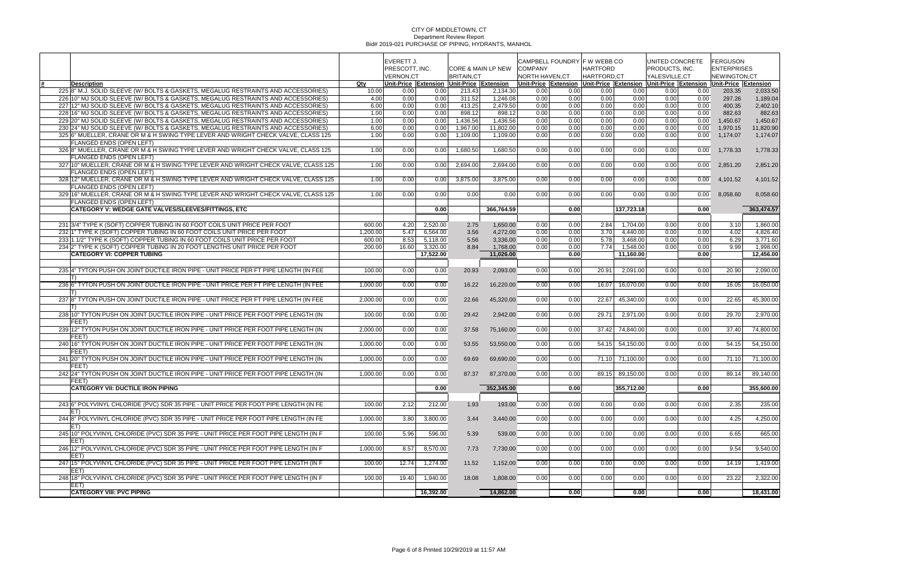# CITY OF MIDDLETOWN, CT
## Department Review Report
## Bid# 2019-021 PURCHASE OF PIPING, HYDRANTS, MANHOL

| # | Description | Qty | EVERETT J. PRESCOTT, INC. VERNON,CT | | CORE & MAIN LP NEW BRITAIN,CT | | CAMPBELL FOUNDRY COMPANY NORTH HAVEN,CT | | F W WEBB CO HARTFORD HARTFORD,CT | | UNITED CONCRETE PRODUCTS, INC. YALESVILLE,CT | | FERGUSON ENTERPRISES NEWINGTON,CT | |
|---|---|---|---|---|---|---|---|---|---|---|---|---|---|---|
| | | | Unit-Price | Extension | Unit-Price | Extension | Unit-Price | Extension | Unit-Price | Extension | Unit-Price | Extension | Unit-Price | Extension |
| 225 | 8" M.J. SOLID SLEEVE (W/ BOLTS & GASKETS, MEGALUG RESTRAINTS AND ACCESSORIES) | 10.00 | 0.00 | 0.00 | 213.43 | 2,134.30 | 0.00 | 0.00 | 0.00 | 0.00 | 0.00 | 0.00 | 203.35 | 2,033.50 |
| 226 | 10" MJ SOLID SLEEVE (W/ BOLTS & GASKETS, MEGALUG RESTRAINTS AND ACCESSORIES) | 4.00 | 0.00 | 0.00 | 311.52 | 1,246.08 | 0.00 | 0.00 | 0.00 | 0.00 | 0.00 | 0.00 | 297.26 | 1,189.04 |
| 227 | 12" MJ SOLID SLEEVE (W/ BOLTS & GASKETS, MEGALUG RESTRAINTS AND ACCESSORIES) | 6.00 | 0.00 | 0.00 | 413.25 | 2,479.50 | 0.00 | 0.00 | 0.00 | 0.00 | 0.00 | 0.00 | 400.35 | 2,402.10 |
| 228 | 16" MJ SOLID SLEEVE (W/ BOLTS & GASKETS, MEGALUG RESTRAINTS AND ACCESSORIES) | 1.00 | 0.00 | 0.00 | 898.12 | 898.12 | 0.00 | 0.00 | 0.00 | 0.00 | 0.00 | 0.00 | 882.63 | 882.63 |
| 229 | 20" MJ SOLID SLEEVE (W/ BOLTS & GASKETS, MEGALUG RESTRAINTS AND ACCESSORIES) | 1.00 | 0.00 | 0.00 | 1,436.56 | 1,436.56 | 0.00 | 0.00 | 0.00 | 0.00 | 0.00 | 0.00 | 1,450.67 | 1,450.67 |
| 230 | 24" MJ SOLID SLEEVE (W/ BOLTS & GASKETS, MEGALUG RESTRAINTS AND ACCESSORIES) | 6.00 | 0.00 | 0.00 | 1,967.00 | 11,802.00 | 0.00 | 0.00 | 0.00 | 0.00 | 0.00 | 0.00 | 1,970.15 | 11,820.90 |
| 325 | 6" MUELLER, CRANE OR M & H SWING TYPE LEVER AND WRIGHT CHECK VALVE, CLASS 125 FLANGED ENDS (OPEN LEFT) | 1.00 | 0.00 | 0.00 | 1,109.00 | 1,109.00 | 0.00 | 0.00 | 0.00 | 0.00 | 0.00 | 0.00 | 1,174.07 | 1,174.07 |
| 326 | 8" MUELLER, CRANE OR M & H SWING TYPE LEVER AND WRIGHT CHECK VALVE, CLASS 125 FLANGED ENDS (OPEN LEFT) | 1.00 | 0.00 | 0.00 | 1,680.50 | 1,680.50 | 0.00 | 0.00 | 0.00 | 0.00 | 0.00 | 0.00 | 1,778.33 | 1,778.33 |
| 327 | 10" MUELLER, CRANE OR M & H SWING TYPE LEVER AND WRIGHT CHECK VALVE, CLASS 125 FLANGED ENDS (OPEN LEFT) | 1.00 | 0.00 | 0.00 | 2,694.00 | 2,694.00 | 0.00 | 0.00 | 0.00 | 0.00 | 0.00 | 0.00 | 2,851.20 | 2,851.20 |
| 328 | 12" MUELLER, CRANE OR M & H SWING TYPE LEVER AND WRIGHT CHECK VALVE, CLASS 125 FLANGED ENDS (OPEN LEFT) | 1.00 | 0.00 | 0.00 | 3,875.00 | 3,875.00 | 0.00 | 0.00 | 0.00 | 0.00 | 0.00 | 0.00 | 4,101.52 | 4,101.52 |
| 329 | 16" MUELLER, CRANE OR M & H SWING TYPE LEVER AND WRIGHT CHECK VALVE, CLASS 125 FLANGED ENDS (OPEN LEFT) | 1.00 | 0.00 | 0.00 | 0.00 | 0.00 | 0.00 | 0.00 | 0.00 | 0.00 | 0.00 | 0.00 | 8,058.60 | 8,058.60 |
| | **CATEGORY V: WEDGE GATE VALVES/SLEEVES/FITTINGS, ETC** | | | **0.00** | | **366,764.59** | | **0.00** | | **137,723.18** | | **0.00** | | **363,474.57** |
| 231 | 3/4" TYPE K (SOFT) COPPER TUBING IN 60 FOOT COILS UNIT PRICE PER FOOT | 600.00 | 4.20 | 2,520.00 | 2.75 | 1,650.00 | 0.00 | 0.00 | 2.84 | 1,704.00 | 0.00 | 0.00 | 3.10 | 1,860.00 |
| 232 | 1" TYPE K (SOFT) COPPER TUBING IN 60 FOOT COILS UNIT PRICE PER FOOT | 1,200.00 | 5.47 | 6,564.00 | 3.56 | 4,272.00 | 0.00 | 0.00 | 3.70 | 4,440.00 | 0.00 | 0.00 | 4.02 | 4,826.40 |
| 233 | 1 1/2" TYPE K (SOFT) COPPER TUBING IN 60 FOOT COILS UNIT PRICE PER FOOT | 600.00 | 8.53 | 5,118.00 | 5.56 | 3,336.00 | 0.00 | 0.00 | 5.78 | 3,468.00 | 0.00 | 0.00 | 6.29 | 3,771.60 |
| 234 | 2" TYPE K (SOFT) COPPER TUBING IN 20 FOOT LENGTHS UNIT PRICE PER FOOT | 200.00 | 16.60 | 3,320.00 | 8.84 | 1,768.00 | 0.00 | 0.00 | 7.74 | 1,548.00 | 0.00 | 0.00 | 9.99 | 1,998.00 |
| | **CATEGORY VI: COPPER TUBING** | | | **17,522.00** | | **11,026.00** | | **0.00** | | **11,160.00** | | **0.00** | | **12,456.00** |
| 235 | 4" TYTON PUSH ON JOINT DUCTILE IRON PIPE - UNIT PRICE PER FT PIPE LENGTH (IN FEET) | 100.00 | 0.00 | 0.00 | 20.93 | 2,093.00 | 0.00 | 0.00 | 20.91 | 2,091.00 | 0.00 | 0.00 | 20.90 | 2,090.00 |
| 236 | 6" TYTON PUSH ON JOINT DUCTILE IRON PIPE - UNIT PRICE PER FT PIPE LENGTH (IN FEET) | 1,000.00 | 0.00 | 0.00 | 16.22 | 16,220.00 | 0.00 | 0.00 | 16.07 | 16,070.00 | 0.00 | 0.00 | 16.05 | 16,050.00 |
| 237 | 8" TYTON PUSH ON JOINT DUCTILE IRON PIPE - UNIT PRICE PER FT PIPE LENGTH (IN FEET) | 2,000.00 | 0.00 | 0.00 | 22.66 | 45,320.00 | 0.00 | 0.00 | 22.67 | 45,340.00 | 0.00 | 0.00 | 22.65 | 45,300.00 |
| 238 | 10" TYTON PUSH ON JOINT DUCTILE IRON PIPE - UNIT PRICE PER FOOT PIPE LENGTH (IN FEET) | 100.00 | 0.00 | 0.00 | 29.42 | 2,942.00 | 0.00 | 0.00 | 29.71 | 2,971.00 | 0.00 | 0.00 | 29.70 | 2,970.00 |
| 239 | 12" TYTON PUSH ON JOINT DUCTILE IRON PIPE - UNIT PRICE PER FOOT PIPE LENGTH (IN FEET) | 2,000.00 | 0.00 | 0.00 | 37.58 | 75,160.00 | 0.00 | 0.00 | 37.42 | 74,840.00 | 0.00 | 0.00 | 37.40 | 74,800.00 |
| 240 | 16" TYTON PUSH ON JOINT DUCTILE IRON PIPE - UNIT PRICE PER FOOT PIPE LENGTH (IN FEET) | 1,000.00 | 0.00 | 0.00 | 53.55 | 53,550.00 | 0.00 | 0.00 | 54.15 | 54,150.00 | 0.00 | 0.00 | 54.15 | 54,150.00 |
| 241 | 20" TYTON PUSH ON JOINT DUCTILE IRON PIPE - UNIT PRICE PER FOOT PIPE LENGTH (IN FEET) | 1,000.00 | 0.00 | 0.00 | 69.69 | 69,690.00 | 0.00 | 0.00 | 71.10 | 71,100.00 | 0.00 | 0.00 | 71.10 | 71,100.00 |
| 242 | 24" TYTON PUSH ON JOINT DUCTILE IRON PIPE - UNIT PRICE PER FOOT PIPE LENGTH (IN FEET) | 1,000.00 | 0.00 | 0.00 | 87.37 | 87,370.00 | 0.00 | 0.00 | 89.15 | 89,150.00 | 0.00 | 0.00 | 89.14 | 89,140.00 |
| | **CATEGORY VII: DUCTILE IRON PIPING** | | | **0.00** | | **352,345.00** | | **0.00** | | **355,712.00** | | **0.00** | | **355,600.00** |
| 243 | 6" POLYVINYL CHLORIDE (PVC) SDR 35 PIPE - UNIT PRICE PER FOOT PIPE LENGTH (IN FEET) | 100.00 | 2.12 | 212.00 | 1.93 | 193.00 | 0.00 | 0.00 | 0.00 | 0.00 | 0.00 | 0.00 | 2.35 | 235.00 |
| 244 | 8" POLYVINYL CHLORIDE (PVC) SDR 35 PIPE - UNIT PRICE PER FOOT PIPE LENGTH (IN FEET) | 1,000.00 | 3.80 | 3,800.00 | 3.44 | 3,440.00 | 0.00 | 0.00 | 0.00 | 0.00 | 0.00 | 0.00 | 4.25 | 4,250.00 |
| 245 | 10" POLYVINYL CHLORIDE (PVC) SDR 35 PIPE - UNIT PRICE PER FOOT PIPE LENGTH (IN FEET) | 100.00 | 5.96 | 596.00 | 5.39 | 539.00 | 0.00 | 0.00 | 0.00 | 0.00 | 0.00 | 0.00 | 6.65 | 665.00 |
| 246 | 12" POLYVINYL CHLORIDE (PVC) SDR 35 PIPE - UNIT PRICE PER FOOT PIPE LENGTH (IN FEET) | 1,000.00 | 8.57 | 8,570.00 | 7.73 | 7,730.00 | 0.00 | 0.00 | 0.00 | 0.00 | 0.00 | 0.00 | 9.54 | 9,540.00 |
| 247 | 15" POLYVINYL CHLORIDE (PVC) SDR 35 PIPE - UNIT PRICE PER FOOT PIPE LENGTH (IN FEET) | 100.00 | 12.74 | 1,274.00 | 11.52 | 1,152.00 | 0.00 | 0.00 | 0.00 | 0.00 | 0.00 | 0.00 | 14.19 | 1,419.00 |
| 248 | 18" POLYVINYL CHLORIDE (PVC) SDR 35 PIPE - UNIT PRICE PER FOOT PIPE LENGTH (IN FEET) | 100.00 | 19.40 | 1,940.00 | 18.08 | 1,808.00 | 0.00 | 0.00 | 0.00 | 0.00 | 0.00 | 0.00 | 23.22 | 2,322.00 |
| | **CATEGORY VIII: PVC PIPING** | | | **16,392.00** | | **14,862.00** | | **0.00** | | **0.00** | | **0.00** | | **18,431.00** |

Printed on 10/29/2019 at 11:57 AM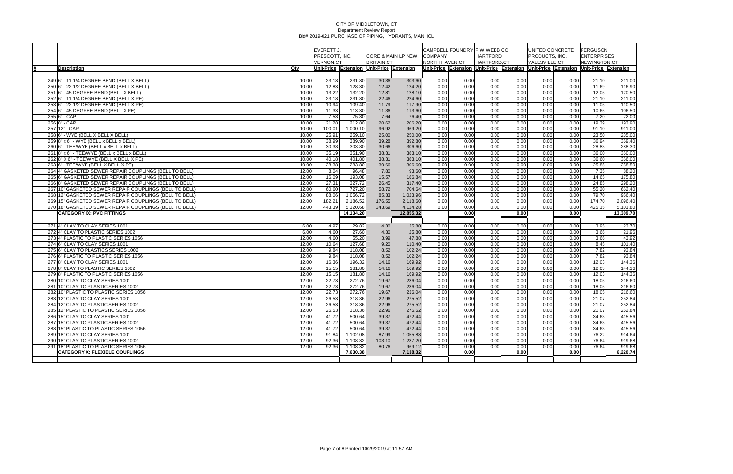# CITY OF MIDDLETOWN, CT
## Department Review Report
### Bid# 2019-021 PURCHASE OF PIPING, HYDRANTS, MANHOL

| # | Description | Qty | EVERETT J. PRESCOTT, INC. VERNON,CT | | CORE & MAIN LP NEW BRITAIN,CT | | CAMPBELL FOUNDRY COMPANY NORTH HAVEN,CT | | F W WEBB CO HARTFORD HARTFORD,CT | | UNITED CONCRETE PRODUCTS, INC. YALESVILLE,CT | | FERGUSON ENTERPRISES NEWINGTON,CT | |
|---|---|---|---|---|---|---|---|---|---|---|---|---|---|---|
| | | | Unit-Price | Extension | Unit-Price | Extension | Unit-Price | Extension | Unit-Price | Extension | Unit-Price | Extension | Unit-Price | Extension |
| 249 | 6" - 11 1/4 DEGREE BEND (BELL X BELL) | 10.00 | 23.18 | 231.80 | 30.36 | 303.60 | 0.00 | 0.00 | 0.00 | 0.00 | 0.00 | 0.00 | 21.10 | 211.00 |
| 250 | 6" - 22 1/2 DEGREE BEND (BELL X BELL) | 10.00 | 12.83 | 128.30 | 12.42 | 124.20 | 0.00 | 0.00 | 0.00 | 0.00 | 0.00 | 0.00 | 11.69 | 116.90 |
| 251 | 6" - 45 DEGREE BEND (BELL X BELL) | 10.00 | 13.22 | 132.20 | 12.81 | 128.10 | 0.00 | 0.00 | 0.00 | 0.00 | 0.00 | 0.00 | 12.05 | 120.50 |
| 252 | 6" - 11 1/4 DEGREE BEND (BELL X PE) | 10.00 | 23.18 | 231.80 | 22.46 | 224.60 | 0.00 | 0.00 | 0.00 | 0.00 | 0.00 | 0.00 | 21.10 | 211.00 |
| 253 | 6" - 22 1/2 DEGREE BEND (BELL X PE) | 10.00 | 10.94 | 109.40 | 11.79 | 117.90 | 0.00 | 0.00 | 0.00 | 0.00 | 0.00 | 0.00 | 11.05 | 110.50 |
| 254 | 6" - 45 DEGREE BEND (BELL X PE) | 10.00 | 11.33 | 113.30 | 11.36 | 113.60 | 0.00 | 0.00 | 0.00 | 0.00 | 0.00 | 0.00 | 10.65 | 106.50 |
| 255 | 6" - CAP | 10.00 | 7.58 | 75.80 | 7.64 | 76.40 | 0.00 | 0.00 | 0.00 | 0.00 | 0.00 | 0.00 | 7.20 | 72.00 |
| 256 | 8" - CAP | 10.00 | 21.28 | 212.80 | 20.62 | 206.20 | 0.00 | 0.00 | 0.00 | 0.00 | 0.00 | 0.00 | 19.39 | 193.90 |
| 257 | 12" - CAP | 10.00 | 100.01 | 1,000.10 | 96.92 | 969.20 | 0.00 | 0.00 | 0.00 | 0.00 | 0.00 | 0.00 | 91.10 | 911.00 |
| 258 | 6" - WYE (BELL X BELL X BELL) | 10.00 | 25.91 | 259.10 | 25.00 | 250.00 | 0.00 | 0.00 | 0.00 | 0.00 | 0.00 | 0.00 | 23.50 | 235.00 |
| 259 | 8" x 6" - WYE (BELL x BELL x BELL) | 10.00 | 38.99 | 389.90 | 39.28 | 392.80 | 0.00 | 0.00 | 0.00 | 0.00 | 0.00 | 0.00 | 36.94 | 369.40 |
| 260 | 6" - TEE/WYE (BELL x BELL x BELL) | 10.00 | 30.38 | 303.80 | 30.66 | 306.60 | 0.00 | 0.00 | 0.00 | 0.00 | 0.00 | 0.00 | 28.83 | 288.30 |
| 261 | 8" x 6" - TEE/WYE (BELL x BELL x BELL) | 10.00 | 35.19 | 351.90 | 38.31 | 383.10 | 0.00 | 0.00 | 0.00 | 0.00 | 0.00 | 0.00 | 36.00 | 360.00 |
| 262 | 8" X 6" - TEE/WYE (BELL X BELL X PE) | 10.00 | 40.18 | 401.80 | 38.31 | 383.10 | 0.00 | 0.00 | 0.00 | 0.00 | 0.00 | 0.00 | 36.60 | 366.00 |
| 263 | 6" - TEE/WYE (BELL X BELL X PE) | 10.00 | 28.38 | 283.80 | 30.66 | 306.60 | 0.00 | 0.00 | 0.00 | 0.00 | 0.00 | 0.00 | 25.85 | 258.50 |
| 264 | 4" GASKETED SEWER REPAIR COUPLINGS (BELL TO BELL) | 12.00 | 8.04 | 96.48 | 7.80 | 93.60 | 0.00 | 0.00 | 0.00 | 0.00 | 0.00 | 0.00 | 7.35 | 88.20 |
| 265 | 6" GASKETED SEWER REPAIR COUPLINGS (BELL TO BELL) | 12.00 | 16.09 | 193.08 | 15.57 | 186.84 | 0.00 | 0.00 | 0.00 | 0.00 | 0.00 | 0.00 | 14.65 | 175.80 |
| 266 | 8" GASKETED SEWER REPAIR COUPLINGS (BELL TO BELL) | 12.00 | 27.31 | 327.72 | 26.45 | 317.40 | 0.00 | 0.00 | 0.00 | 0.00 | 0.00 | 0.00 | 24.85 | 298.20 |
| 267 | 10" GASKETED SEWER REPAIR COUPLINGS (BELL TO BELL) | 12.00 | 60.60 | 727.20 | 58.72 | 704.64 | 0.00 | 0.00 | 0.00 | 0.00 | 0.00 | 0.00 | 55.20 | 662.40 |
| 268 | 12" GASKETED SEWER REPAIR COUPLINGS (BELL TO BELL) | 12.00 | 88.06 | 1,056.72 | 85.33 | 1,023.96 | 0.00 | 0.00 | 0.00 | 0.00 | 0.00 | 0.00 | 79.70 | 956.40 |
| 269 | 15" GASKETED SEWER REPAIR COUPLINGS (BELL TO BELL) | 12.00 | 182.21 | 2,186.52 | 176.55 | 2,118.60 | 0.00 | 0.00 | 0.00 | 0.00 | 0.00 | 0.00 | 174.70 | 2,096.40 |
| 270 | 18" GASKETED SEWER REPAIR COUPLINGS (BELL TO BELL) | 12.00 | 443.39 | 5,320.68 | 343.69 | 4,124.28 | 0.00 | 0.00 | 0.00 | 0.00 | 0.00 | 0.00 | 425.15 | 5,101.80 |
| | **CATEGORY IX: PVC FITTINGS** | | | **14,134.20** | | **12,855.32** | | **0.00** | | **0.00** | | **0.00** | | **13,309.70** |
| 271 | 4" CLAY TO CLAY SERIES 1001 | 6.00 | 4.97 | 29.82 | 4.30 | 25.80 | 0.00 | 0.00 | 0.00 | 0.00 | 0.00 | 0.00 | 3.95 | 23.70 |
| 272 | 4" CLAY TO PLASTIC SERIES 1002 | 6.00 | 4.60 | 27.60 | 4.30 | 25.80 | 0.00 | 0.00 | 0.00 | 0.00 | 0.00 | 0.00 | 3.66 | 21.96 |
| 273 | 4" PLASTIC TO PLASTIC SERIES 1056 | 12.00 | 4.60 | 55.20 | 3.99 | 47.88 | 0.00 | 0.00 | 0.00 | 0.00 | 0.00 | 0.00 | 3.66 | 43.92 |
| 274 | 6" CLAY TO CLAY SERIES 1001 | 12.00 | 10.64 | 127.68 | 9.20 | 110.40 | 0.00 | 0.00 | 0.00 | 0.00 | 0.00 | 0.00 | 8.45 | 101.40 |
| 275 | 6" CLAY TO PLASTICS SERIES 1002 | 12.00 | 9.84 | 118.08 | 8.52 | 102.24 | 0.00 | 0.00 | 0.00 | 0.00 | 0.00 | 0.00 | 7.82 | 93.84 |
| 276 | 6" PLASTIC TO PLASTIC SERIES 1056 | 12.00 | 9.84 | 118.08 | 8.52 | 102.24 | 0.00 | 0.00 | 0.00 | 0.00 | 0.00 | 0.00 | 7.82 | 93.84 |
| 277 | 8" CLAY TO CLAY SERIES 1001 | 12.00 | 16.36 | 196.32 | 14.16 | 169.92 | 0.00 | 0.00 | 0.00 | 0.00 | 0.00 | 0.00 | 12.03 | 144.36 |
| 278 | 8" CLAY TO PLASTIC SERIES 1002 | 12.00 | 15.15 | 181.80 | 14.16 | 169.92 | 0.00 | 0.00 | 0.00 | 0.00 | 0.00 | 0.00 | 12.03 | 144.36 |
| 279 | 8" PLASTIC TO PLASTIC SERIES 1056 | 12.00 | 15.15 | 181.80 | 14.16 | 169.92 | 0.00 | 0.00 | 0.00 | 0.00 | 0.00 | 0.00 | 12.03 | 144.36 |
| 280 | 10" CLAY TO CLAY SERIES 1001 | 12.00 | 22.73 | 272.76 | 19.67 | 236.04 | 0.00 | 0.00 | 0.00 | 0.00 | 0.00 | 0.00 | 18.05 | 216.60 |
| 281 | 10" CLAY TO PLASTIC SERIES 1002 | 12.00 | 22.73 | 272.76 | 19.67 | 236.04 | 0.00 | 0.00 | 0.00 | 0.00 | 0.00 | 0.00 | 18.05 | 216.60 |
| 282 | 10" PLASTIC TO PLASTIC SERIES 1056 | 12.00 | 22.73 | 272.76 | 19.67 | 236.04 | 0.00 | 0.00 | 0.00 | 0.00 | 0.00 | 0.00 | 18.05 | 216.60 |
| 283 | 12" CLAY TO CLAY SERIES 1001 | 12.00 | 26.53 | 318.36 | 22.96 | 275.52 | 0.00 | 0.00 | 0.00 | 0.00 | 0.00 | 0.00 | 21.07 | 252.84 |
| 284 | 12" CLAY TO PLASTIC SERIES 1002 | 12.00 | 26.53 | 318.36 | 22.96 | 275.52 | 0.00 | 0.00 | 0.00 | 0.00 | 0.00 | 0.00 | 21.07 | 252.84 |
| 285 | 12" PLASTIC TO PLASTIC SERIES 1056 | 12.00 | 26.53 | 318.36 | 22.96 | 275.52 | 0.00 | 0.00 | 0.00 | 0.00 | 0.00 | 0.00 | 21.07 | 252.84 |
| 286 | 15" CLAY TO CLAY SERIES 1001 | 12.00 | 41.72 | 500.64 | 39.37 | 472.44 | 0.00 | 0.00 | 0.00 | 0.00 | 0.00 | 0.00 | 34.63 | 415.56 |
| 287 | 15" CLAY TO PLASTIC SERIES 1002 | 12.00 | 41.72 | 500.64 | 39.37 | 472.44 | 0.00 | 0.00 | 0.00 | 0.00 | 0.00 | 0.00 | 34.63 | 415.56 |
| 288 | 15" PLASTIC TO PLASTIC SERIES 1056 | 12.00 | 41.72 | 500.64 | 39.37 | 472.44 | 0.00 | 0.00 | 0.00 | 0.00 | 0.00 | 0.00 | 34.63 | 415.56 |
| 289 | 18" CLAY TO CLAY SERIES 1001 | 12.00 | 91.84 | 1,102.08 | 87.99 | 1,055.88 | 0.00 | 0.00 | 0.00 | 0.00 | 0.00 | 0.00 | 76.22 | 914.64 |
| 290 | 18" CLAY TO PLASTIC SERIES 1002 | 12.00 | 92.36 | 1,108.32 | 103.10 | 1,237.20 | 0.00 | 0.00 | 0.00 | 0.00 | 0.00 | 0.00 | 76.64 | 919.68 |
| 291 | 18" PLASTIC TO PLASTIC SERIES 1056 | 12.00 | 92.36 | 1,108.32 | 80.76 | 969.12 | 0.00 | 0.00 | 0.00 | 0.00 | 0.00 | 0.00 | 76.64 | 919.68 |
| | **CATEGORY X: FLEXIBLE COUPLINGS** | | | **7,630.38** | | **7,138.32** | | **0.00** | | **0.00** | | **0.00** | | **6,220.74** |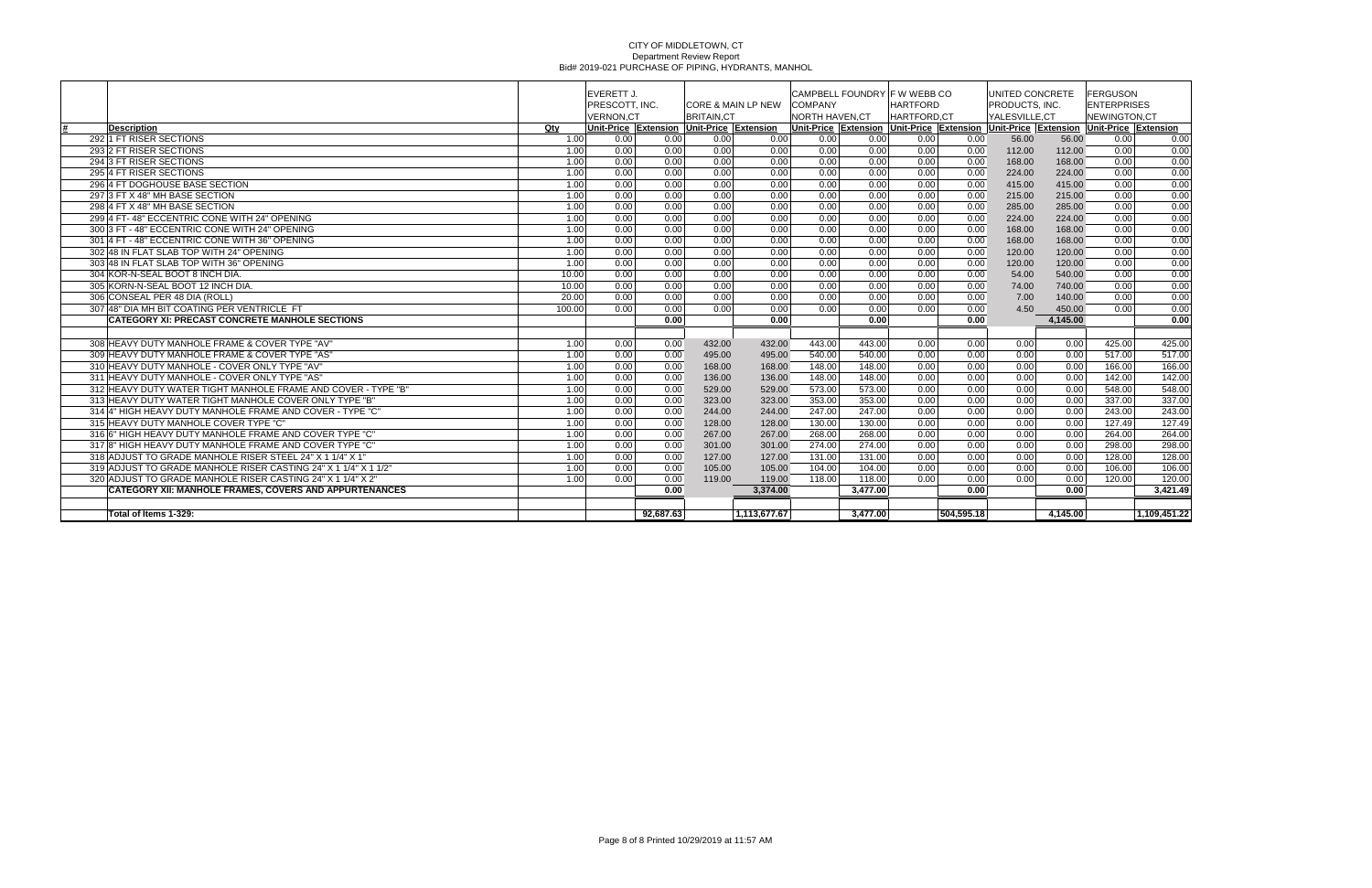CITY OF MIDDLETOWN, CT
Department Review Report
Bid# 2019-021 PURCHASE OF PIPING, HYDRANTS, MANHOL

| | | | EVERETT J. PRESCOTT, INC. VERNON,CT | | CORE & MAIN LP NEW BRITAIN,CT | | CAMPBELL FOUNDRY COMPANY NORTH HAVEN,CT | | F W WEBB CO HARTFORD HARTFORD,CT | | UNITED CONCRETE PRODUCTS, INC. YALESVILLE,CT | | FERGUSON ENTERPRISES NEWINGTON,CT | |
|---|---|---|---|---|---|---|---|---|---|---|---|---|---|---|
| # | Description | Qty | Unit-Price | Extension | Unit-Price | Extension | Unit-Price | Extension | Unit-Price | Extension | Unit-Price | Extension | Unit-Price | Extension |
| 292 | 1 FT RISER SECTIONS | 1.00 | 0.00 | 0.00 | 0.00 | 0.00 | 0.00 | 0.00 | 0.00 | 0.00 | 56.00 | 56.00 | 0.00 | 0.00 |
| 293 | 2 FT RISER SECTIONS | 1.00 | 0.00 | 0.00 | 0.00 | 0.00 | 0.00 | 0.00 | 0.00 | 0.00 | 112.00 | 112.00 | 0.00 | 0.00 |
| 294 | 3 FT RISER SECTIONS | 1.00 | 0.00 | 0.00 | 0.00 | 0.00 | 0.00 | 0.00 | 0.00 | 0.00 | 168.00 | 168.00 | 0.00 | 0.00 |
| 295 | 4 FT RISER SECTIONS | 1.00 | 0.00 | 0.00 | 0.00 | 0.00 | 0.00 | 0.00 | 0.00 | 0.00 | 224.00 | 224.00 | 0.00 | 0.00 |
| 296 | 4 FT DOGHOUSE BASE SECTION | 1.00 | 0.00 | 0.00 | 0.00 | 0.00 | 0.00 | 0.00 | 0.00 | 0.00 | 415.00 | 415.00 | 0.00 | 0.00 |
| 297 | 3 FT X 48" MH BASE SECTION | 1.00 | 0.00 | 0.00 | 0.00 | 0.00 | 0.00 | 0.00 | 0.00 | 0.00 | 215.00 | 215.00 | 0.00 | 0.00 |
| 298 | 4 FT X 48" MH BASE SECTION | 1.00 | 0.00 | 0.00 | 0.00 | 0.00 | 0.00 | 0.00 | 0.00 | 0.00 | 285.00 | 285.00 | 0.00 | 0.00 |
| 299 | 4 FT- 48" ECCENTRIC CONE WITH 24" OPENING | 1.00 | 0.00 | 0.00 | 0.00 | 0.00 | 0.00 | 0.00 | 0.00 | 0.00 | 224.00 | 224.00 | 0.00 | 0.00 |
| 300 | 3 FT - 48" ECCENTRIC CONE WITH 24" OPENING | 1.00 | 0.00 | 0.00 | 0.00 | 0.00 | 0.00 | 0.00 | 0.00 | 0.00 | 168.00 | 168.00 | 0.00 | 0.00 |
| 301 | 4 FT - 48" ECCENTRIC CONE WITH 36" OPENING | 1.00 | 0.00 | 0.00 | 0.00 | 0.00 | 0.00 | 0.00 | 0.00 | 0.00 | 168.00 | 168.00 | 0.00 | 0.00 |
| 302 | 48 IN FLAT SLAB TOP WITH 24" OPENING | 1.00 | 0.00 | 0.00 | 0.00 | 0.00 | 0.00 | 0.00 | 0.00 | 0.00 | 120.00 | 120.00 | 0.00 | 0.00 |
| 303 | 48 IN FLAT SLAB TOP WITH 36" OPENING | 1.00 | 0.00 | 0.00 | 0.00 | 0.00 | 0.00 | 0.00 | 0.00 | 0.00 | 120.00 | 120.00 | 0.00 | 0.00 |
| 304 | KOR-N-SEAL BOOT 8 INCH DIA. | 10.00 | 0.00 | 0.00 | 0.00 | 0.00 | 0.00 | 0.00 | 0.00 | 0.00 | 54.00 | 540.00 | 0.00 | 0.00 |
| 305 | KORN-N-SEAL BOOT 12 INCH DIA. | 10.00 | 0.00 | 0.00 | 0.00 | 0.00 | 0.00 | 0.00 | 0.00 | 0.00 | 74.00 | 740.00 | 0.00 | 0.00 |
| 306 | CONSEAL PER 48 DIA (ROLL) | 20.00 | 0.00 | 0.00 | 0.00 | 0.00 | 0.00 | 0.00 | 0.00 | 0.00 | 7.00 | 140.00 | 0.00 | 0.00 |
| 307 | 48" DIA MH BIT COATING PER VENTRICLE FT | 100.00 | 0.00 | 0.00 | 0.00 | 0.00 | 0.00 | 0.00 | 0.00 | 0.00 | 4.50 | 450.00 | 0.00 | 0.00 |
| | **CATEGORY XI: PRECAST CONCRETE MANHOLE SECTIONS** | | | **0.00** | | **0.00** | | **0.00** | | **0.00** | | **4,145.00** | | **0.00** |
| 308 | HEAVY DUTY MANHOLE FRAME & COVER TYPE "AV" | 1.00 | 0.00 | 0.00 | 432.00 | 432.00 | 443.00 | 443.00 | 0.00 | 0.00 | 0.00 | 0.00 | 425.00 | 425.00 |
| 309 | HEAVY DUTY MANHOLE FRAME & COVER TYPE "AS" | 1.00 | 0.00 | 0.00 | 495.00 | 495.00 | 540.00 | 540.00 | 0.00 | 0.00 | 0.00 | 0.00 | 517.00 | 517.00 |
| 310 | HEAVY DUTY MANHOLE - COVER ONLY TYPE "AV" | 1.00 | 0.00 | 0.00 | 168.00 | 168.00 | 148.00 | 148.00 | 0.00 | 0.00 | 0.00 | 0.00 | 166.00 | 166.00 |
| 311 | HEAVY DUTY MANHOLE - COVER ONLY TYPE "AS" | 1.00 | 0.00 | 0.00 | 136.00 | 136.00 | 148.00 | 148.00 | 0.00 | 0.00 | 0.00 | 0.00 | 142.00 | 142.00 |
| 312 | HEAVY DUTY WATER TIGHT MANHOLE FRAME AND COVER - TYPE "B" | 1.00 | 0.00 | 0.00 | 529.00 | 529.00 | 573.00 | 573.00 | 0.00 | 0.00 | 0.00 | 0.00 | 548.00 | 548.00 |
| 313 | HEAVY DUTY WATER TIGHT MANHOLE COVER ONLY TYPE "B" | 1.00 | 0.00 | 0.00 | 323.00 | 323.00 | 353.00 | 353.00 | 0.00 | 0.00 | 0.00 | 0.00 | 337.00 | 337.00 |
| 314 | 4" HIGH HEAVY DUTY MANHOLE FRAME AND COVER - TYPE "C" | 1.00 | 0.00 | 0.00 | 244.00 | 244.00 | 247.00 | 247.00 | 0.00 | 0.00 | 0.00 | 0.00 | 243.00 | 243.00 |
| 315 | HEAVY DUTY MANHOLE COVER TYPE "C" | 1.00 | 0.00 | 0.00 | 128.00 | 128.00 | 130.00 | 130.00 | 0.00 | 0.00 | 0.00 | 0.00 | 127.49 | 127.49 |
| 316 | 6" HIGH HEAVY DUTY MANHOLE FRAME AND COVER TYPE "C" | 1.00 | 0.00 | 0.00 | 267.00 | 267.00 | 268.00 | 268.00 | 0.00 | 0.00 | 0.00 | 0.00 | 264.00 | 264.00 |
| 317 | 8" HIGH HEAVY DUTY MANHOLE FRAME AND COVER TYPE "C" | 1.00 | 0.00 | 0.00 | 301.00 | 301.00 | 274.00 | 274.00 | 0.00 | 0.00 | 0.00 | 0.00 | 298.00 | 298.00 |
| 318 | ADJUST TO GRADE MANHOLE RISER STEEL 24" X 1 1/4" X 1" | 1.00 | 0.00 | 0.00 | 127.00 | 127.00 | 131.00 | 131.00 | 0.00 | 0.00 | 0.00 | 0.00 | 128.00 | 128.00 |
| 319 | ADJUST TO GRADE MANHOLE RISER CASTING 24" X 1 1/4" X 1 1/2" | 1.00 | 0.00 | 0.00 | 105.00 | 105.00 | 104.00 | 104.00 | 0.00 | 0.00 | 0.00 | 0.00 | 106.00 | 106.00 |
| 320 | ADJUST TO GRADE MANHOLE RISER CASTING 24" X 1 1/4" X 2" | 1.00 | 0.00 | 0.00 | 119.00 | 119.00 | 118.00 | 118.00 | 0.00 | 0.00 | 0.00 | 0.00 | 120.00 | 120.00 |
| | **CATEGORY XII: MANHOLE FRAMES, COVERS AND APPURTENANCES** | | | **0.00** | | **3,374.00** | | **3,477.00** | | **0.00** | | **0.00** | | **3,421.49** |
| | **Total of Items 1-329:** | | | **92,687.63** | | **1,113,677.67** | | **3,477.00** | | **504,595.18** | | **4,145.00** | | **1,109,451.22** |

Page 8 of 8 10/29/2019 at 11:57 AM